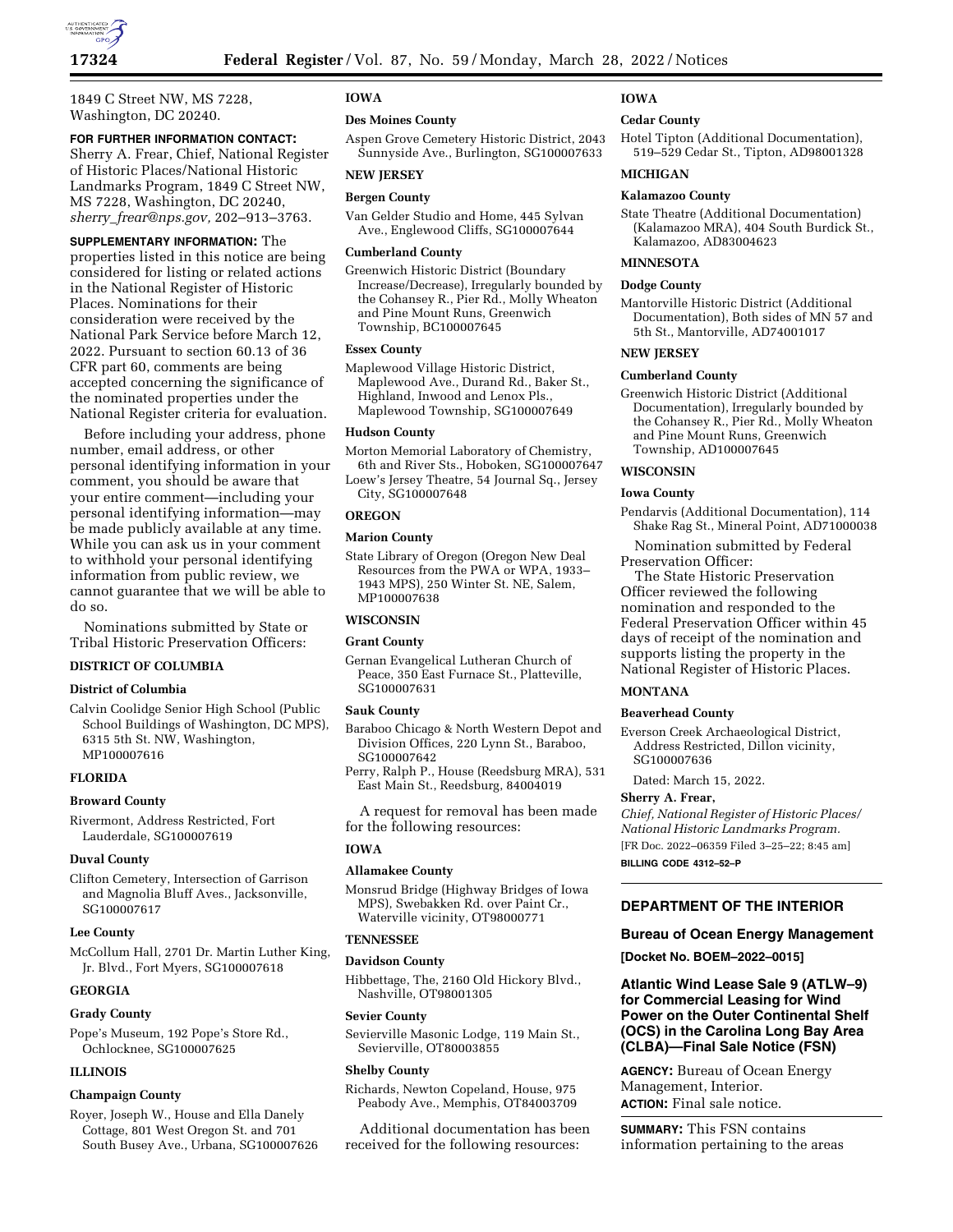1849 C Street NW, MS 7228, Washington, DC 20240.

**FOR FURTHER INFORMATION CONTACT:** Sherry A. Frear, Chief, National Register of Historic Places/National Historic Landmarks Program, 1849 C Street NW, MS 7228, Washington, DC 20240, *sherry_frear@nps.gov,* 202–913–3763.

**SUPPLEMENTARY INFORMATION:** The properties listed in this notice are being considered for listing or related actions in the National Register of Historic Places. Nominations for their consideration were received by the National Park Service before March 12, 2022. Pursuant to section 60.13 of 36 CFR part 60, comments are being accepted concerning the significance of the nominated properties under the National Register criteria for evaluation.

Before including your address, phone number, email address, or other personal identifying information in your comment, you should be aware that your entire comment—including your personal identifying information—may be made publicly available at any time. While you can ask us in your comment to withhold your personal identifying information from public review, we cannot guarantee that we will be able to do so.

Nominations submitted by State or Tribal Historic Preservation Officers:

**DISTRICT OF COLUMBIA**

**District of Columbia**

Calvin Coolidge Senior High School (Public School Buildings of Washington, DC MPS), 6315 5th St. NW, Washington, MP100007616

**FLORIDA**

**Broward County**

Rivermont, Address Restricted, Fort Lauderdale, SG100007619

**Duval County**

Clifton Cemetery, Intersection of Garrison and Magnolia Bluff Aves., Jacksonville, SG100007617

**Lee County**

McCollum Hall, 2701 Dr. Martin Luther King, Jr. Blvd., Fort Myers, SG100007618

**GEORGIA**

**Grady County**

Pope's Museum, 192 Pope's Store Rd., Ochlocknee, SG100007625

**ILLINOIS**

**Champaign County**

Royer, Joseph W., House and Ella Danely Cottage, 801 West Oregon St. and 701 South Busey Ave., Urbana, SG100007626

**IOWA**

**Des Moines County**

Aspen Grove Cemetery Historic District, 2043 Sunnyside Ave., Burlington, SG100007633

**NEW JERSEY**

**Bergen County**

Van Gelder Studio and Home, 445 Sylvan Ave., Englewood Cliffs, SG100007644

**Cumberland County**

Greenwich Historic District (Boundary Increase/Decrease), Irregularly bounded by the Cohansey R., Pier Rd., Molly Wheaton and Pine Mount Runs, Greenwich Township, BC100007645

**Essex County**

Maplewood Village Historic District, Maplewood Ave., Durand Rd., Baker St., Highland, Inwood and Lenox Pls., Maplewood Township, SG100007649

**Hudson County**

Morton Memorial Laboratory of Chemistry, 6th and River Sts., Hoboken, SG100007647

Loew's Jersey Theatre, 54 Journal Sq., Jersey City, SG100007648

**OREGON**

**Marion County**

State Library of Oregon (Oregon New Deal Resources from the PWA or WPA, 1933–1943 MPS), 250 Winter St. NE, Salem, MP100007638

**WISCONSIN**

**Grant County**

Gernan Evangelical Lutheran Church of Peace, 350 East Furnace St., Platteville, SG100007631

**Sauk County**

Baraboo Chicago & North Western Depot and Division Offices, 220 Lynn St., Baraboo, SG100007642

Perry, Ralph P., House (Reedsburg MRA), 531 East Main St., Reedsburg, 84004019

A request for removal has been made for the following resources:

**IOWA**

**Allamakee County**

Monsrud Bridge (Highway Bridges of Iowa MPS), Swebakken Rd. over Paint Cr., Waterville vicinity, OT98000771

**TENNESSEE**

**Davidson County**

Hibbettage, The, 2160 Old Hickory Blvd., Nashville, OT98001305

**Sevier County**

Sevierville Masonic Lodge, 119 Main St., Sevierville, OT80003855

**Shelby County**

Richards, Newton Copeland, House, 975 Peabody Ave., Memphis, OT84003709

Additional documentation has been received for the following resources:

**IOWA**

**Cedar County**

Hotel Tipton (Additional Documentation), 519–529 Cedar St., Tipton, AD98001328

**MICHIGAN**

**Kalamazoo County**

State Theatre (Additional Documentation) (Kalamazoo MRA), 404 South Burdick St., Kalamazoo, AD83004623

**MINNESOTA**

**Dodge County**

Mantorville Historic District (Additional Documentation), Both sides of MN 57 and 5th St., Mantorville, AD74001017

**NEW JERSEY**

**Cumberland County**

Greenwich Historic District (Additional Documentation), Irregularly bounded by the Cohansey R., Pier Rd., Molly Wheaton and Pine Mount Runs, Greenwich Township, AD100007645

**WISCONSIN**

**Iowa County**

Pendarvis (Additional Documentation), 114 Shake Rag St., Mineral Point, AD71000038

Nomination submitted by Federal Preservation Officer:

The State Historic Preservation Officer reviewed the following nomination and responded to the Federal Preservation Officer within 45 days of receipt of the nomination and supports listing the property in the National Register of Historic Places.

**MONTANA**

**Beaverhead County**

Everson Creek Archaeological District, Address Restricted, Dillon vicinity, SG100007636

Dated: March 15, 2022.

**Sherry A. Frear,**

*Chief, National Register of Historic Places/ National Historic Landmarks Program.*

[FR Doc. 2022–06359 Filed 3–25–22; 8:45 am]

**BILLING CODE 4312–52–P**

---

## DEPARTMENT OF THE INTERIOR

### Bureau of Ocean Energy Management

**[Docket No. BOEM–2022–0015]**

### Atlantic Wind Lease Sale 9 (ATLW–9) for Commercial Leasing for Wind Power on the Outer Continental Shelf (OCS) in the Carolina Long Bay Area (CLBA)—Final Sale Notice (FSN)

**AGENCY:** Bureau of Ocean Energy Management, Interior.

**ACTION:** Final sale notice.

**SUMMARY:** This FSN contains information pertaining to the areas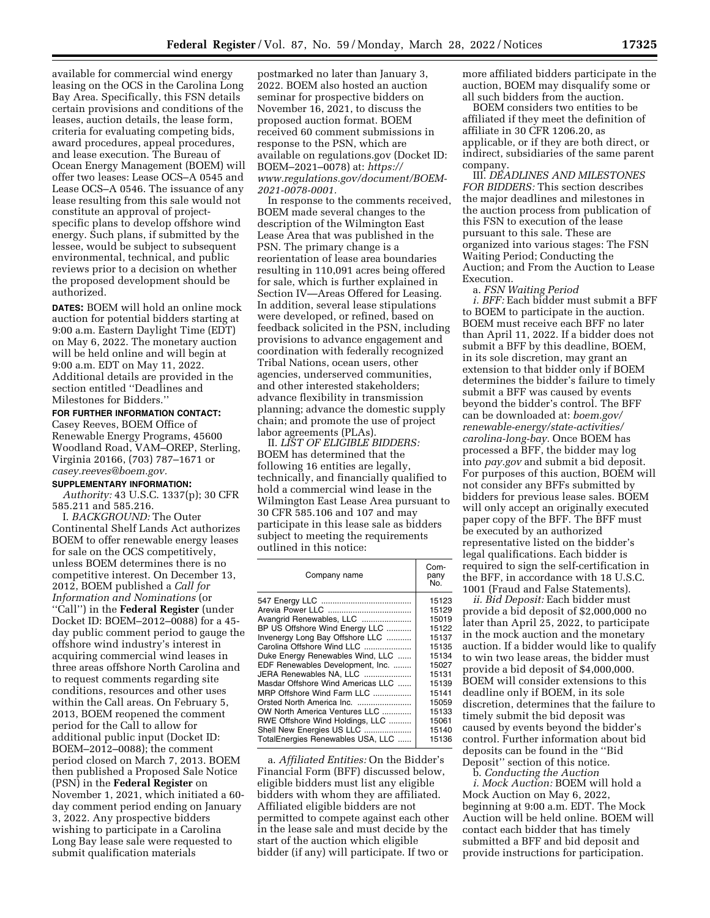available for commercial wind energy leasing on the OCS in the Carolina Long Bay Area. Specifically, this FSN details certain provisions and conditions of the leases, auction details, the lease form, criteria for evaluating competing bids, award procedures, appeal procedures, and lease execution. The Bureau of Ocean Energy Management (BOEM) will offer two leases: Lease OCS–A 0545 and Lease OCS–A 0546. The issuance of any lease resulting from this sale would not constitute an approval of project-specific plans to develop offshore wind energy. Such plans, if submitted by the lessee, would be subject to subsequent environmental, technical, and public reviews prior to a decision on whether the proposed development should be authorized.

**DATES:** BOEM will hold an online mock auction for potential bidders starting at 9:00 a.m. Eastern Daylight Time (EDT) on May 6, 2022. The monetary auction will be held online and will begin at 9:00 a.m. EDT on May 11, 2022. Additional details are provided in the section entitled ''Deadlines and Milestones for Bidders.''

**FOR FURTHER INFORMATION CONTACT:** Casey Reeves, BOEM Office of Renewable Energy Programs, 45600 Woodland Road, VAM–OREP, Sterling, Virginia 20166, (703) 787–1671 or *casey.reeves@boem.gov.*

**SUPPLEMENTARY INFORMATION:**

*Authority:* 43 U.S.C. 1337(p); 30 CFR 585.211 and 585.216.

I. *BACKGROUND:* The Outer Continental Shelf Lands Act authorizes BOEM to offer renewable energy leases for sale on the OCS competitively, unless BOEM determines there is no competitive interest. On December 13, 2012, BOEM published a *Call for Information and Nominations* (or ''Call'') in the **Federal Register** (under Docket ID: BOEM–2012–0088) for a 45-day public comment period to gauge the offshore wind industry's interest in acquiring commercial wind leases in three areas offshore North Carolina and to request comments regarding site conditions, resources and other uses within the Call areas. On February 5, 2013, BOEM reopened the comment period for the Call to allow for additional public input (Docket ID: BOEM–2012–0088); the comment period closed on March 7, 2013. BOEM then published a Proposed Sale Notice (PSN) in the **Federal Register** on November 1, 2021, which initiated a 60-day comment period ending on January 3, 2022. Any prospective bidders wishing to participate in a Carolina Long Bay lease sale were requested to submit qualification materials postmarked no later than January 3, 2022. BOEM also hosted an auction seminar for prospective bidders on November 16, 2021, to discuss the proposed auction format. BOEM received 60 comment submissions in response to the PSN, which are available on regulations.gov (Docket ID: BOEM–2021–0078) at: *https://www.regulations.gov/document/BOEM-2021-0078-0001.*

In response to the comments received, BOEM made several changes to the description of the Wilmington East Lease Area that was published in the PSN. The primary change is a reorientation of lease area boundaries resulting in 110,091 acres being offered for sale, which is further explained in Section IV—Areas Offered for Leasing. In addition, several lease stipulations were developed, or refined, based on feedback solicited in the PSN, including provisions to advance engagement and coordination with federally recognized Tribal Nations, ocean users, other agencies, underserved communities, and other interested stakeholders; advance flexibility in transmission planning; advance the domestic supply chain; and promote the use of project labor agreements (PLAs).

II. *LIST OF ELIGIBLE BIDDERS:* BOEM has determined that the following 16 entities are legally, technically, and financially qualified to hold a commercial wind lease in the Wilmington East Lease Area pursuant to 30 CFR 585.106 and 107 and may participate in this lease sale as bidders subject to meeting the requirements outlined in this notice:

| Company name | Company No. |
|---|---|
| 547 Energy LLC | 15123 |
| Arevia Power LLC | 15129 |
| Avangrid Renewables, LLC | 15019 |
| BP US Offshore Wind Energy LLC | 15122 |
| Invenergy Long Bay Offshore LLC | 15137 |
| Carolina Offshore Wind LLC | 15135 |
| Duke Energy Renewables Wind, LLC | 15134 |
| EDF Renewables Development, Inc. | 15027 |
| JERA Renewables NA, LLC | 15131 |
| Masdar Offshore Wind Americas LLC | 15139 |
| MRP Offshore Wind Farm LLC | 15141 |
| Orsted North America Inc. | 15059 |
| OW North America Ventures LLC | 15133 |
| RWE Offshore Wind Holdings, LLC | 15061 |
| Shell New Energies US LLC | 15140 |
| TotalEnergies Renewables USA, LLC | 15136 |

a. *Affiliated Entities:* On the Bidder's Financial Form (BFF) discussed below, eligible bidders must list any eligible bidders with whom they are affiliated. Affiliated eligible bidders are not permitted to compete against each other in the lease sale and must decide by the start of the auction which eligible bidder (if any) will participate. If two or more affiliated bidders participate in the auction, BOEM may disqualify some or all such bidders from the auction.

BOEM considers two entities to be affiliated if they meet the definition of affiliate in 30 CFR 1206.20, as applicable, or if they are both direct, or indirect, subsidiaries of the same parent company.

III. *DEADLINES AND MILESTONES FOR BIDDERS:* This section describes the major deadlines and milestones in the auction process from publication of this FSN to execution of the lease pursuant to this sale. These are organized into various stages: The FSN Waiting Period; Conducting the Auction; and From the Auction to Lease Execution.

a. *FSN Waiting Period*

*i. BFF:* Each bidder must submit a BFF to BOEM to participate in the auction. BOEM must receive each BFF no later than April 11, 2022. If a bidder does not submit a BFF by this deadline, BOEM, in its sole discretion, may grant an extension to that bidder only if BOEM determines the bidder's failure to timely submit a BFF was caused by events beyond the bidder's control. The BFF can be downloaded at: *boem.gov/renewable-energy/state-activities/carolina-long-bay.* Once BOEM has processed a BFF, the bidder may log into *pay.gov* and submit a bid deposit. For purposes of this auction, BOEM will not consider any BFFs submitted by bidders for previous lease sales. BOEM will only accept an originally executed paper copy of the BFF. The BFF must be executed by an authorized representative listed on the bidder's legal qualifications. Each bidder is required to sign the self-certification in the BFF, in accordance with 18 U.S.C. 1001 (Fraud and False Statements).

*ii. Bid Deposit:* Each bidder must provide a bid deposit of $2,000,000 no later than April 25, 2022, to participate in the mock auction and the monetary auction. If a bidder would like to qualify to win two lease areas, the bidder must provide a bid deposit of $4,000,000. BOEM will consider extensions to this deadline only if BOEM, in its sole discretion, determines that the failure to timely submit the bid deposit was caused by events beyond the bidder's control. Further information about bid deposits can be found in the ''Bid Deposit'' section of this notice.

b. *Conducting the Auction*

*i. Mock Auction:* BOEM will hold a Mock Auction on May 6, 2022, beginning at 9:00 a.m. EDT. The Mock Auction will be held online. BOEM will contact each bidder that has timely submitted a BFF and bid deposit and provide instructions for participation.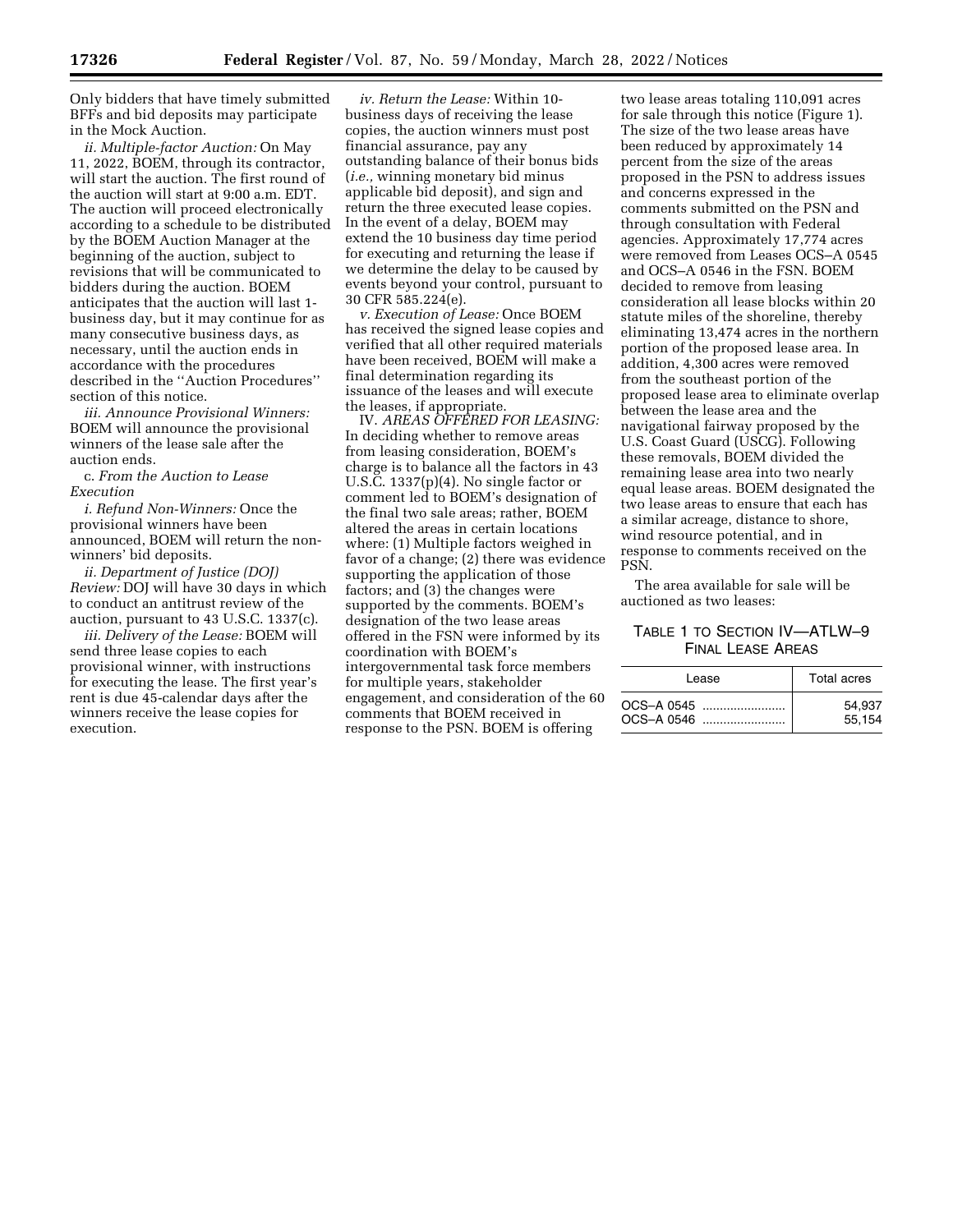Only bidders that have timely submitted BFFs and bid deposits may participate in the Mock Auction.

*ii. Multiple-factor Auction:* On May 11, 2022, BOEM, through its contractor, will start the auction. The first round of the auction will start at 9:00 a.m. EDT. The auction will proceed electronically according to a schedule to be distributed by the BOEM Auction Manager at the beginning of the auction, subject to revisions that will be communicated to bidders during the auction. BOEM anticipates that the auction will last 1-business day, but it may continue for as many consecutive business days, as necessary, until the auction ends in accordance with the procedures described in the ''Auction Procedures'' section of this notice.

*iii. Announce Provisional Winners:* BOEM will announce the provisional winners of the lease sale after the auction ends.

c. *From the Auction to Lease Execution*

*i. Refund Non-Winners:* Once the provisional winners have been announced, BOEM will return the non-winners' bid deposits.

*ii. Department of Justice (DOJ) Review:* DOJ will have 30 days in which to conduct an antitrust review of the auction, pursuant to 43 U.S.C. 1337(c).

*iii. Delivery of the Lease:* BOEM will send three lease copies to each provisional winner, with instructions for executing the lease. The first year's rent is due 45-calendar days after the winners receive the lease copies for execution.

*iv. Return the Lease:* Within 10-business days of receiving the lease copies, the auction winners must post financial assurance, pay any outstanding balance of their bonus bids (*i.e.,* winning monetary bid minus applicable bid deposit), and sign and return the three executed lease copies. In the event of a delay, BOEM may extend the 10 business day time period for executing and returning the lease if we determine the delay to be caused by events beyond your control, pursuant to 30 CFR 585.224(e).

*v. Execution of Lease:* Once BOEM has received the signed lease copies and verified that all other required materials have been received, BOEM will make a final determination regarding its issuance of the leases and will execute the leases, if appropriate.

IV. *AREAS OFFERED FOR LEASING:* In deciding whether to remove areas from leasing consideration, BOEM's charge is to balance all the factors in 43 U.S.C. 1337(p)(4). No single factor or comment led to BOEM's designation of the final two sale areas; rather, BOEM altered the areas in certain locations where: (1) Multiple factors weighed in favor of a change; (2) there was evidence supporting the application of those factors; and (3) the changes were supported by the comments. BOEM's designation of the two lease areas offered in the FSN were informed by its coordination with BOEM's intergovernmental task force members for multiple years, stakeholder engagement, and consideration of the 60 comments that BOEM received in response to the PSN. BOEM is offering two lease areas totaling 110,091 acres for sale through this notice (Figure 1). The size of the two lease areas have been reduced by approximately 14 percent from the size of the areas proposed in the PSN to address issues and concerns expressed in the comments submitted on the PSN and through consultation with Federal agencies. Approximately 17,774 acres were removed from Leases OCS–A 0545 and OCS–A 0546 in the FSN. BOEM decided to remove from leasing consideration all lease blocks within 20 statute miles of the shoreline, thereby eliminating 13,474 acres in the northern portion of the proposed lease area. In addition, 4,300 acres were removed from the southeast portion of the proposed lease area to eliminate overlap between the lease area and the navigational fairway proposed by the U.S. Coast Guard (USCG). Following these removals, BOEM divided the remaining lease area into two nearly equal lease areas. BOEM designated the two lease areas to ensure that each has a similar acreage, distance to shore, wind resource potential, and in response to comments received on the PSN.

The area available for sale will be auctioned as two leases:

TABLE 1 TO SECTION IV—ATLW–9 FINAL LEASE AREAS

| Lease | Total acres |
|---|---|
| OCS–A 0545 | 54,937 |
| OCS–A 0546 | 55,154 |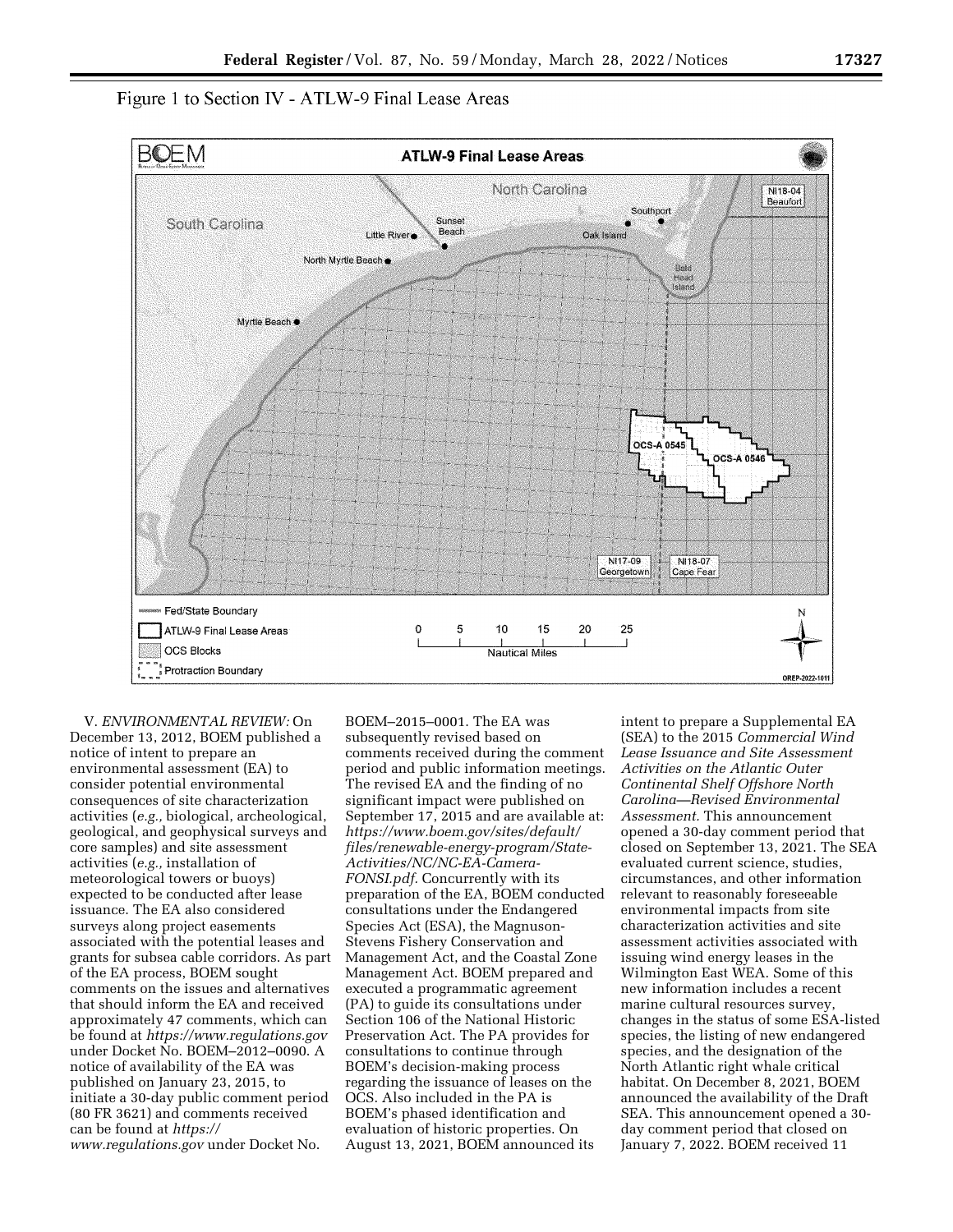Figure 1 to Section IV - ATLW-9 Final Lease Areas

V. *ENVIRONMENTAL REVIEW:* On December 13, 2012, BOEM published a notice of intent to prepare an environmental assessment (EA) to consider potential environmental consequences of site characterization activities (*e.g.,* biological, archeological, geological, and geophysical surveys and core samples) and site assessment activities (*e.g.,* installation of meteorological towers or buoys) expected to be conducted after lease issuance. The EA also considered surveys along project easements associated with the potential leases and grants for subsea cable corridors. As part of the EA process, BOEM sought comments on the issues and alternatives that should inform the EA and received approximately 47 comments, which can be found at *https://www.regulations.gov* under Docket No. BOEM–2012–0090. A notice of availability of the EA was published on January 23, 2015, to initiate a 30-day public comment period (80 FR 3621) and comments received can be found at *https://www.regulations.gov* under Docket No. BOEM–2015–0001. The EA was subsequently revised based on comments received during the comment period and public information meetings. The revised EA and the finding of no significant impact were published on September 17, 2015 and are available at: *https://www.boem.gov/sites/default/files/renewable-energy-program/State-Activities/NC/NC-EA-Camera-FONSI.pdf.* Concurrently with its preparation of the EA, BOEM conducted consultations under the Endangered Species Act (ESA), the Magnuson-Stevens Fishery Conservation and Management Act, and the Coastal Zone Management Act. BOEM prepared and executed a programmatic agreement (PA) to guide its consultations under Section 106 of the National Historic Preservation Act. The PA provides for consultations to continue through BOEM's decision-making process regarding the issuance of leases on the OCS. Also included in the PA is BOEM's phased identification and evaluation of historic properties. On August 13, 2021, BOEM announced its intent to prepare a Supplemental EA (SEA) to the 2015 *Commercial Wind Lease Issuance and Site Assessment Activities on the Atlantic Outer Continental Shelf Offshore North Carolina—Revised Environmental Assessment.* This announcement opened a 30-day comment period that closed on September 13, 2021. The SEA evaluated current science, studies, circumstances, and other information relevant to reasonably foreseeable environmental impacts from site characterization activities and site assessment activities associated with issuing wind energy leases in the Wilmington East WEA. Some of this new information includes a recent marine cultural resources survey, changes in the status of some ESA-listed species, the listing of new endangered species, and the designation of the North Atlantic right whale critical habitat. On December 8, 2021, BOEM announced the availability of the Draft SEA. This announcement opened a 30-day comment period that closed on January 7, 2022. BOEM received 11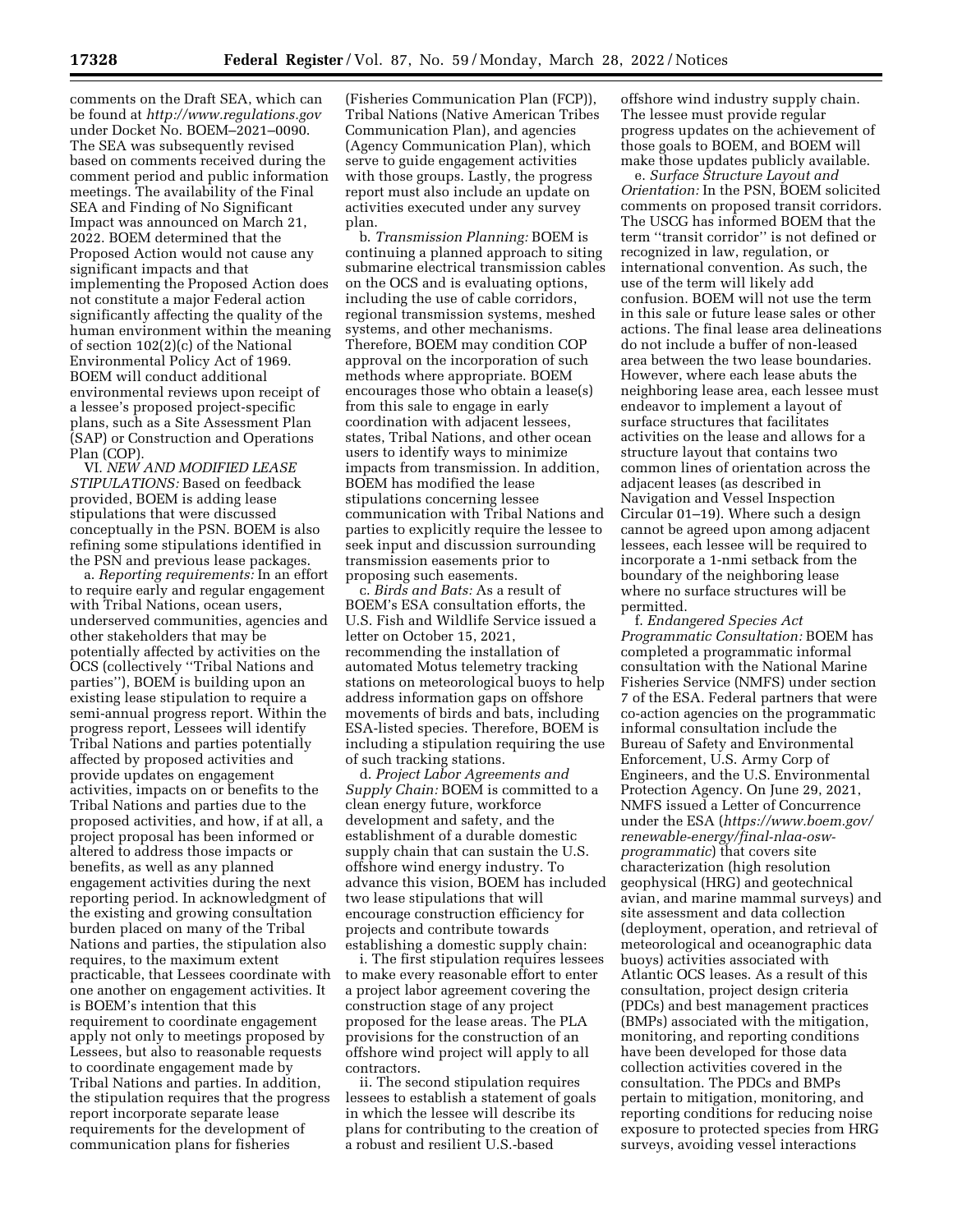comments on the Draft SEA, which can be found at *http://www.regulations.gov* under Docket No. BOEM–2021–0090. The SEA was subsequently revised based on comments received during the comment period and public information meetings. The availability of the Final SEA and Finding of No Significant Impact was announced on March 21, 2022. BOEM determined that the Proposed Action would not cause any significant impacts and that implementing the Proposed Action does not constitute a major Federal action significantly affecting the quality of the human environment within the meaning of section 102(2)(c) of the National Environmental Policy Act of 1969. BOEM will conduct additional environmental reviews upon receipt of a lessee's proposed project-specific plans, such as a Site Assessment Plan (SAP) or Construction and Operations Plan (COP).

VI. *NEW AND MODIFIED LEASE STIPULATIONS:* Based on feedback provided, BOEM is adding lease stipulations that were discussed conceptually in the PSN. BOEM is also refining some stipulations identified in the PSN and previous lease packages.

a. *Reporting requirements:* In an effort to require early and regular engagement with Tribal Nations, ocean users, underserved communities, agencies and other stakeholders that may be potentially affected by activities on the OCS (collectively ''Tribal Nations and parties''), BOEM is building upon an existing lease stipulation to require a semi-annual progress report. Within the progress report, Lessees will identify Tribal Nations and parties potentially affected by proposed activities and provide updates on engagement activities, impacts on or benefits to the Tribal Nations and parties due to the proposed activities, and how, if at all, a project proposal has been informed or altered to address those impacts or benefits, as well as any planned engagement activities during the next reporting period. In acknowledgment of the existing and growing consultation burden placed on many of the Tribal Nations and parties, the stipulation also requires, to the maximum extent practicable, that Lessees coordinate with one another on engagement activities. It is BOEM's intention that this requirement to coordinate engagement apply not only to meetings proposed by Lessees, but also to reasonable requests to coordinate engagement made by Tribal Nations and parties. In addition, the stipulation requires that the progress report incorporate separate lease requirements for the development of communication plans for fisheries (Fisheries Communication Plan (FCP)), Tribal Nations (Native American Tribes Communication Plan), and agencies (Agency Communication Plan), which serve to guide engagement activities with those groups. Lastly, the progress report must also include an update on activities executed under any survey plan.

b. *Transmission Planning:* BOEM is continuing a planned approach to siting submarine electrical transmission cables on the OCS and is evaluating options, including the use of cable corridors, regional transmission systems, meshed systems, and other mechanisms. Therefore, BOEM may condition COP approval on the incorporation of such methods where appropriate. BOEM encourages those who obtain a lease(s) from this sale to engage in early coordination with adjacent lessees, states, Tribal Nations, and other ocean users to identify ways to minimize impacts from transmission. In addition, BOEM has modified the lease stipulations concerning lessee communication with Tribal Nations and parties to explicitly require the lessee to seek input and discussion surrounding transmission easements prior to proposing such easements.

c. *Birds and Bats:* As a result of BOEM's ESA consultation efforts, the U.S. Fish and Wildlife Service issued a letter on October 15, 2021, recommending the installation of automated Motus telemetry tracking stations on meteorological buoys to help address information gaps on offshore movements of birds and bats, including ESA-listed species. Therefore, BOEM is including a stipulation requiring the use of such tracking stations.

d. *Project Labor Agreements and Supply Chain:* BOEM is committed to a clean energy future, workforce development and safety, and the establishment of a durable domestic supply chain that can sustain the U.S. offshore wind energy industry. To advance this vision, BOEM has included two lease stipulations that will encourage construction efficiency for projects and contribute towards establishing a domestic supply chain:

i. The first stipulation requires lessees to make every reasonable effort to enter a project labor agreement covering the construction stage of any project proposed for the lease areas. The PLA provisions for the construction of an offshore wind project will apply to all contractors.

ii. The second stipulation requires lessees to establish a statement of goals in which the lessee will describe its plans for contributing to the creation of a robust and resilient U.S.-based offshore wind industry supply chain. The lessee must provide regular progress updates on the achievement of those goals to BOEM, and BOEM will make those updates publicly available.

e. *Surface Structure Layout and Orientation:* In the PSN, BOEM solicited comments on proposed transit corridors. The USCG has informed BOEM that the term ''transit corridor'' is not defined or recognized in law, regulation, or international convention. As such, the use of the term will likely add confusion. BOEM will not use the term in this sale or future lease sales or other actions. The final lease area delineations do not include a buffer of non-leased area between the two lease boundaries. However, where each lease abuts the neighboring lease area, each lessee must endeavor to implement a layout of surface structures that facilitates activities on the lease and allows for a structure layout that contains two common lines of orientation across the adjacent leases (as described in Navigation and Vessel Inspection Circular 01–19). Where such a design cannot be agreed upon among adjacent lessees, each lessee will be required to incorporate a 1-nmi setback from the boundary of the neighboring lease where no surface structures will be permitted.

f. *Endangered Species Act Programmatic Consultation:* BOEM has completed a programmatic informal consultation with the National Marine Fisheries Service (NMFS) under section 7 of the ESA. Federal partners that were co-action agencies on the programmatic informal consultation include the Bureau of Safety and Environmental Enforcement, U.S. Army Corp of Engineers, and the U.S. Environmental Protection Agency. On June 29, 2021, NMFS issued a Letter of Concurrence under the ESA (*https://www.boem.gov/renewable-energy/final-nlaa-osw-programmatic*) that covers site characterization (high resolution geophysical (HRG) and geotechnical avian, and marine mammal surveys) and site assessment and data collection (deployment, operation, and retrieval of meteorological and oceanographic data buoys) activities associated with Atlantic OCS leases. As a result of this consultation, project design criteria (PDCs) and best management practices (BMPs) associated with the mitigation, monitoring, and reporting conditions have been developed for those data collection activities covered in the consultation. The PDCs and BMPs pertain to mitigation, monitoring, and reporting conditions for reducing noise exposure to protected species from HRG surveys, avoiding vessel interactions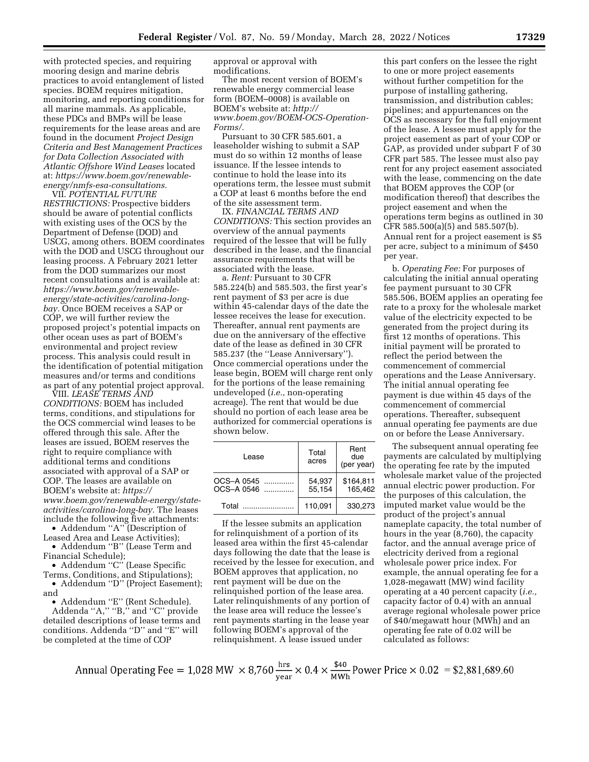with protected species, and requiring mooring design and marine debris practices to avoid entanglement of listed species. BOEM requires mitigation, monitoring, and reporting conditions for all marine mammals. As applicable, these PDCs and BMPs will be lease requirements for the lease areas and are found in the document *Project Design Criteria and Best Management Practices for Data Collection Associated with Atlantic Offshore Wind Leases* located at: *https://www.boem.gov/renewable-energy/nmfs-esa-consultations.*

VII. *POTENTIAL FUTURE RESTRICTIONS:* Prospective bidders should be aware of potential conflicts with existing uses of the OCS by the Department of Defense (DOD) and USCG, among others. BOEM coordinates with the DOD and USCG throughout our leasing process. A February 2021 letter from the DOD summarizes our most recent consultations and is available at: *https://www.boem.gov/renewable-energy/state-activities/carolina-long-bay.* Once BOEM receives a SAP or COP, we will further review the proposed project's potential impacts on other ocean uses as part of BOEM's environmental and project review process. This analysis could result in the identification of potential mitigation measures and/or terms and conditions as part of any potential project approval.

VIII. *LEASE TERMS AND CONDITIONS:* BOEM has included terms, conditions, and stipulations for the OCS commercial wind leases to be offered through this sale. After the leases are issued, BOEM reserves the right to require compliance with additional terms and conditions associated with approval of a SAP or COP. The leases are available on BOEM's website at: *https://www.boem.gov/renewable-energy/state-activities/carolina-long-bay.* The leases include the following five attachments:

- Addendum ''A'' (Description of Leased Area and Lease Activities);
- Addendum ''B'' (Lease Term and Financial Schedule);
- Addendum ''C'' (Lease Specific Terms, Conditions, and Stipulations);
- Addendum ''D'' (Project Easement); and
- Addendum ''E'' (Rent Schedule).

Addenda ''A,'' ''B,'' and ''C'' provide detailed descriptions of lease terms and conditions. Addenda ''D'' and ''E'' will be completed at the time of COP approval or approval with modifications.

The most recent version of BOEM's renewable energy commercial lease form (BOEM–0008) is available on BOEM's website at: *http://www.boem.gov/BOEM-OCS-Operation-Forms/.*

Pursuant to 30 CFR 585.601, a leaseholder wishing to submit a SAP must do so within 12 months of lease issuance. If the lessee intends to continue to hold the lease into its operations term, the lessee must submit a COP at least 6 months before the end of the site assessment term.

IX. *FINANCIAL TERMS AND CONDITIONS:* This section provides an overview of the annual payments required of the lessee that will be fully described in the lease, and the financial assurance requirements that will be associated with the lease.

a. *Rent:* Pursuant to 30 CFR 585.224(b) and 585.503, the first year's rent payment of $3 per acre is due within 45-calendar days of the date the lessee receives the lease for execution. Thereafter, annual rent payments are due on the anniversary of the effective date of the lease as defined in 30 CFR 585.237 (the ''Lease Anniversary''). Once commercial operations under the lease begin, BOEM will charge rent only for the portions of the lease remaining undeveloped (*i.e.,* non-operating acreage). The rent that would be due should no portion of each lease area be authorized for commercial operations is shown below.

| Lease | Total acres | Rent due (per year) |
|---|---|---|
| OCS–A 0545 | 54,937 | $164,811 |
| OCS–A 0546 | 55,154 | 165,462 |
| Total | 110,091 | 330,273 |

If the lessee submits an application for relinquishment of a portion of its leased area within the first 45-calendar days following the date that the lease is received by the lessee for execution, and BOEM approves that application, no rent payment will be due on the relinquished portion of the lease area. Later relinquishments of any portion of the lease area will reduce the lessee's rent payments starting in the lease year following BOEM's approval of the relinquishment. A lease issued under this part confers on the lessee the right to one or more project easements without further competition for the purpose of installing gathering, transmission, and distribution cables; pipelines; and appurtenances on the OCS as necessary for the full enjoyment of the lease. A lessee must apply for the project easement as part of your COP or GAP, as provided under subpart F of 30 CFR part 585. The lessee must also pay rent for any project easement associated with the lease, commencing on the date that BOEM approves the COP (or modification thereof) that describes the project easement and when the operations term begins as outlined in 30 CFR 585.500(a)(5) and 585.507(b). Annual rent for a project easement is $5 per acre, subject to a minimum of $450 per year.

b. *Operating Fee:* For purposes of calculating the initial annual operating fee payment pursuant to 30 CFR 585.506, BOEM applies an operating fee rate to a proxy for the wholesale market value of the electricity expected to be generated from the project during its first 12 months of operations. This initial payment will be prorated to reflect the period between the commencement of commercial operations and the Lease Anniversary. The initial annual operating fee payment is due within 45 days of the commencement of commercial operations. Thereafter, subsequent annual operating fee payments are due on or before the Lease Anniversary.

The subsequent annual operating fee payments are calculated by multiplying the operating fee rate by the imputed wholesale market value of the projected annual electric power production. For the purposes of this calculation, the imputed market value would be the product of the project's annual nameplate capacity, the total number of hours in the year (8,760), the capacity factor, and the annual average price of electricity derived from a regional wholesale power price index. For example, the annual operating fee for a 1,028-megawatt (MW) wind facility operating at a 40 percent capacity (*i.e.,* capacity factor of 0.4) with an annual average regional wholesale power price of $40/megawatt hour (MWh) and an operating fee rate of 0.02 will be calculated as follows:

$$\text{Annual Operating Fee} = 1{,}028\ \text{MW} \times 8{,}760\,\frac{\text{hrs}}{\text{year}} \times 0.4 \times \frac{\$40}{\text{MWh}}\ \text{Power Price} \times 0.02 = \$2{,}881{,}689.60$$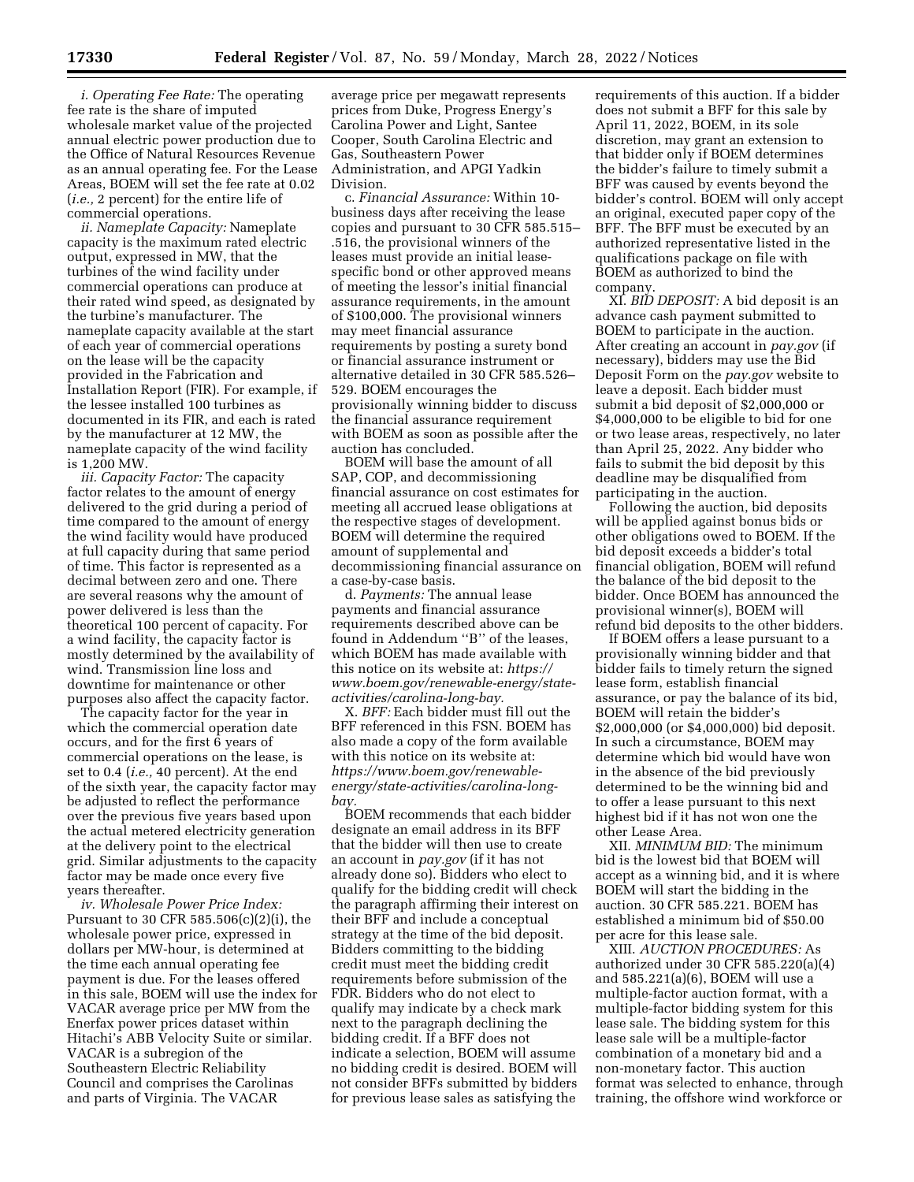*i. Operating Fee Rate:* The operating fee rate is the share of imputed wholesale market value of the projected annual electric power production due to the Office of Natural Resources Revenue as an annual operating fee. For the Lease Areas, BOEM will set the fee rate at 0.02 (*i.e.,* 2 percent) for the entire life of commercial operations.

*ii. Nameplate Capacity:* Nameplate capacity is the maximum rated electric output, expressed in MW, that the turbines of the wind facility under commercial operations can produce at their rated wind speed, as designated by the turbine's manufacturer. The nameplate capacity available at the start of each year of commercial operations on the lease will be the capacity provided in the Fabrication and Installation Report (FIR). For example, if the lessee installed 100 turbines as documented in its FIR, and each is rated by the manufacturer at 12 MW, the nameplate capacity of the wind facility is 1,200 MW.

*iii. Capacity Factor:* The capacity factor relates to the amount of energy delivered to the grid during a period of time compared to the amount of energy the wind facility would have produced at full capacity during that same period of time. This factor is represented as a decimal between zero and one. There are several reasons why the amount of power delivered is less than the theoretical 100 percent of capacity. For a wind facility, the capacity factor is mostly determined by the availability of wind. Transmission line loss and downtime for maintenance or other purposes also affect the capacity factor.

The capacity factor for the year in which the commercial operation date occurs, and for the first 6 years of commercial operations on the lease, is set to 0.4 (*i.e.,* 40 percent). At the end of the sixth year, the capacity factor may be adjusted to reflect the performance over the previous five years based upon the actual metered electricity generation at the delivery point to the electrical grid. Similar adjustments to the capacity factor may be made once every five years thereafter.

*iv. Wholesale Power Price Index:* Pursuant to 30 CFR 585.506(c)(2)(i), the wholesale power price, expressed in dollars per MW-hour, is determined at the time each annual operating fee payment is due. For the leases offered in this sale, BOEM will use the index for VACAR average price per MW from the Enerfax power prices dataset within Hitachi's ABB Velocity Suite or similar. VACAR is a subregion of the Southeastern Electric Reliability Council and comprises the Carolinas and parts of Virginia. The VACAR average price per megawatt represents prices from Duke, Progress Energy's Carolina Power and Light, Santee Cooper, South Carolina Electric and Gas, Southeastern Power Administration, and APGI Yadkin Division.

c. *Financial Assurance:* Within 10-business days after receiving the lease copies and pursuant to 30 CFR 585.515–.516, the provisional winners of the leases must provide an initial lease-specific bond or other approved means of meeting the lessor's initial financial assurance requirements, in the amount of $100,000. The provisional winners may meet financial assurance requirements by posting a surety bond or financial assurance instrument or alternative detailed in 30 CFR 585.526–529. BOEM encourages the provisionally winning bidder to discuss the financial assurance requirement with BOEM as soon as possible after the auction has concluded.

BOEM will base the amount of all SAP, COP, and decommissioning financial assurance on cost estimates for meeting all accrued lease obligations at the respective stages of development. BOEM will determine the required amount of supplemental and decommissioning financial assurance on a case-by-case basis.

d. *Payments:* The annual lease payments and financial assurance requirements described above can be found in Addendum "B" of the leases, which BOEM has made available with this notice on its website at: *https://www.boem.gov/renewable-energy/state-activities/carolina-long-bay.*

X. *BFF:* Each bidder must fill out the BFF referenced in this FSN. BOEM has also made a copy of the form available with this notice on its website at: *https://www.boem.gov/renewable-energy/state-activities/carolina-long-bay.*

BOEM recommends that each bidder designate an email address in its BFF that the bidder will then use to create an account in *pay.gov* (if it has not already done so). Bidders who elect to qualify for the bidding credit will check the paragraph affirming their interest on their BFF and include a conceptual strategy at the time of the bid deposit. Bidders committing to the bidding credit must meet the bidding credit requirements before submission of the FDR. Bidders who do not elect to qualify may indicate by a check mark next to the paragraph declining the bidding credit. If a BFF does not indicate a selection, BOEM will assume no bidding credit is desired. BOEM will not consider BFFs submitted by bidders for previous lease sales as satisfying the requirements of this auction. If a bidder does not submit a BFF for this sale by April 11, 2022, BOEM, in its sole discretion, may grant an extension to that bidder only if BOEM determines the bidder's failure to timely submit a BFF was caused by events beyond the bidder's control. BOEM will only accept an original, executed paper copy of the BFF. The BFF must be executed by an authorized representative listed in the qualifications package on file with BOEM as authorized to bind the company.

XI. *BID DEPOSIT:* A bid deposit is an advance cash payment submitted to BOEM to participate in the auction. After creating an account in *pay.gov* (if necessary), bidders may use the Bid Deposit Form on the *pay.gov* website to leave a deposit. Each bidder must submit a bid deposit of $2,000,000 or $4,000,000 to be eligible to bid for one or two lease areas, respectively, no later than April 25, 2022. Any bidder who fails to submit the bid deposit by this deadline may be disqualified from participating in the auction.

Following the auction, bid deposits will be applied against bonus bids or other obligations owed to BOEM. If the bid deposit exceeds a bidder's total financial obligation, BOEM will refund the balance of the bid deposit to the bidder. Once BOEM has announced the provisional winner(s), BOEM will refund bid deposits to the other bidders.

If BOEM offers a lease pursuant to a provisionally winning bidder and that bidder fails to timely return the signed lease form, establish financial assurance, or pay the balance of its bid, BOEM will retain the bidder's $2,000,000 (or $4,000,000) bid deposit. In such a circumstance, BOEM may determine which bid would have won in the absence of the bid previously determined to be the winning bid and to offer a lease pursuant to this next highest bid if it has not won one the other Lease Area.

XII. *MINIMUM BID:* The minimum bid is the lowest bid that BOEM will accept as a winning bid, and it is where BOEM will start the bidding in the auction. 30 CFR 585.221. BOEM has established a minimum bid of $50.00 per acre for this lease sale.

XIII. *AUCTION PROCEDURES:* As authorized under 30 CFR 585.220(a)(4) and 585.221(a)(6), BOEM will use a multiple-factor auction format, with a multiple-factor bidding system for this lease sale. The bidding system for this lease sale will be a multiple-factor combination of a monetary bid and a non-monetary factor. This auction format was selected to enhance, through training, the offshore wind workforce or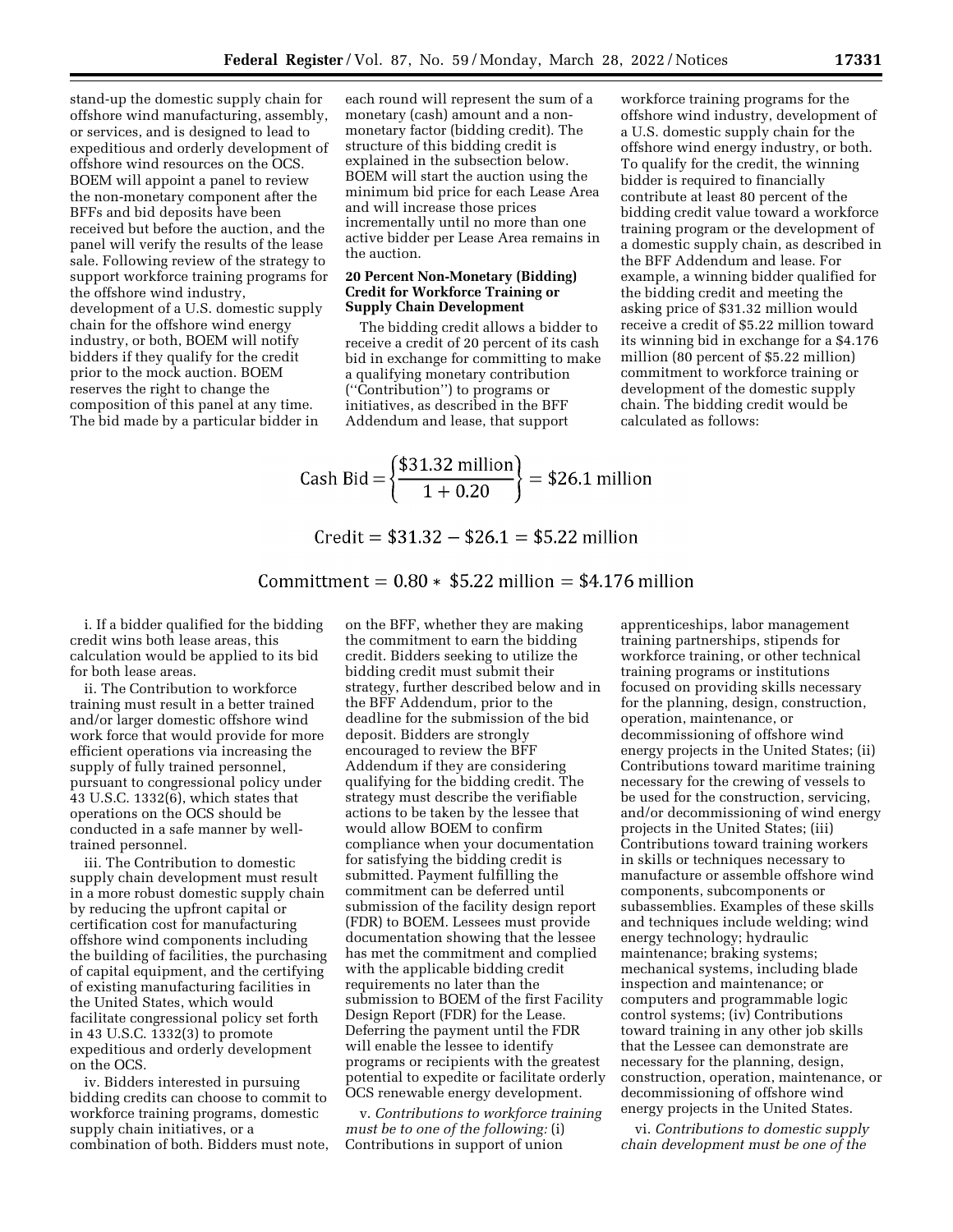stand-up the domestic supply chain for offshore wind manufacturing, assembly, or services, and is designed to lead to expeditious and orderly development of offshore wind resources on the OCS. BOEM will appoint a panel to review the non-monetary component after the BFFs and bid deposits have been received but before the auction, and the panel will verify the results of the lease sale. Following review of the strategy to support workforce training programs for the offshore wind industry, development of a U.S. domestic supply chain for the offshore wind energy industry, or both, BOEM will notify bidders if they qualify for the credit prior to the mock auction. BOEM reserves the right to change the composition of this panel at any time. The bid made by a particular bidder in each round will represent the sum of a monetary (cash) amount and a non-monetary factor (bidding credit). The structure of this bidding credit is explained in the subsection below. BOEM will start the auction using the minimum bid price for each Lease Area and will increase those prices incrementally until no more than one active bidder per Lease Area remains in the auction.

**20 Percent Non-Monetary (Bidding) Credit for Workforce Training or Supply Chain Development**

The bidding credit allows a bidder to receive a credit of 20 percent of its cash bid in exchange for committing to make a qualifying monetary contribution (''Contribution'') to programs or initiatives, as described in the BFF Addendum and lease, that support workforce training programs for the offshore wind industry, development of a U.S. domestic supply chain for the offshore wind energy industry, or both. To qualify for the credit, the winning bidder is required to financially contribute at least 80 percent of the bidding credit value toward a workforce training program or the development of a domestic supply chain, as described in the BFF Addendum and lease. For example, a winning bidder qualified for the bidding credit and meeting the asking price of $31.32 million would receive a credit of $5.22 million toward its winning bid in exchange for a $4.176 million (80 percent of $5.22 million) commitment to workforce training or development of the domestic supply chain. The bidding credit would be calculated as follows:

$$\text{Cash Bid} = \left\{\frac{\$31.32 \text{ million}}{1 + 0.20}\right\} = \$26.1 \text{ million}$$

$$\text{Credit} = \$31.32 - \$26.1 = \$5.22 \text{ million}$$

$$\text{Committment} = 0.80 * \$5.22 \text{ million} = \$4.176 \text{ million}$$

i. If a bidder qualified for the bidding credit wins both lease areas, this calculation would be applied to its bid for both lease areas.

ii. The Contribution to workforce training must result in a better trained and/or larger domestic offshore wind work force that would provide for more efficient operations via increasing the supply of fully trained personnel, pursuant to congressional policy under 43 U.S.C. 1332(6), which states that operations on the OCS should be conducted in a safe manner by well-trained personnel.

iii. The Contribution to domestic supply chain development must result in a more robust domestic supply chain by reducing the upfront capital or certification cost for manufacturing offshore wind components including the building of facilities, the purchasing of capital equipment, and the certifying of existing manufacturing facilities in the United States, which would facilitate congressional policy set forth in 43 U.S.C. 1332(3) to promote expeditious and orderly development on the OCS.

iv. Bidders interested in pursuing bidding credits can choose to commit to workforce training programs, domestic supply chain initiatives, or a combination of both. Bidders must note, on the BFF, whether they are making the commitment to earn the bidding credit. Bidders seeking to utilize the bidding credit must submit their strategy, further described below and in the BFF Addendum, prior to the deadline for the submission of the bid deposit. Bidders are strongly encouraged to review the BFF Addendum if they are considering qualifying for the bidding credit. The strategy must describe the verifiable actions to be taken by the lessee that would allow BOEM to confirm compliance when your documentation for satisfying the bidding credit is submitted. Payment fulfilling the commitment can be deferred until submission of the facility design report (FDR) to BOEM. Lessees must provide documentation showing that the lessee has met the commitment and complied with the applicable bidding credit requirements no later than the submission to BOEM of the first Facility Design Report (FDR) for the Lease. Deferring the payment until the FDR will enable the lessee to identify programs or recipients with the greatest potential to expedite or facilitate orderly OCS renewable energy development.

v. *Contributions to workforce training must be to one of the following:* (i) Contributions in support of union apprenticeships, labor management training partnerships, stipends for workforce training, or other technical training programs or institutions focused on providing skills necessary for the planning, design, construction, operation, maintenance, or decommissioning of offshore wind energy projects in the United States; (ii) Contributions toward maritime training necessary for the crewing of vessels to be used for the construction, servicing, and/or decommissioning of wind energy projects in the United States; (iii) Contributions toward training workers in skills or techniques necessary to manufacture or assemble offshore wind components, subcomponents or subassemblies. Examples of these skills and techniques include welding; wind energy technology; hydraulic maintenance; braking systems; mechanical systems, including blade inspection and maintenance; or computers and programmable logic control systems; (iv) Contributions toward training in any other job skills that the Lessee can demonstrate are necessary for the planning, design, construction, operation, maintenance, or decommissioning of offshore wind energy projects in the United States.

vi. *Contributions to domestic supply chain development must be one of the*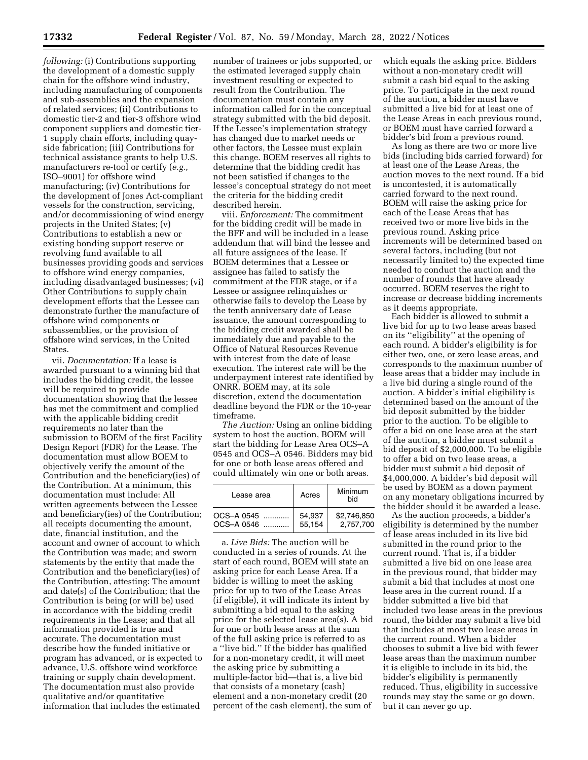*following:* (i) Contributions supporting the development of a domestic supply chain for the offshore wind industry, including manufacturing of components and sub-assemblies and the expansion of related services; (ii) Contributions to domestic tier-2 and tier-3 offshore wind component suppliers and domestic tier-1 supply chain efforts, including quay-side fabrication; (iii) Contributions for technical assistance grants to help U.S. manufacturers re-tool or certify (*e.g.,* ISO–9001) for offshore wind manufacturing; (iv) Contributions for the development of Jones Act-compliant vessels for the construction, servicing, and/or decommissioning of wind energy projects in the United States; (v) Contributions to establish a new or existing bonding support reserve or revolving fund available to all businesses providing goods and services to offshore wind energy companies, including disadvantaged businesses; (vi) Other Contributions to supply chain development efforts that the Lessee can demonstrate further the manufacture of offshore wind components or subassemblies, or the provision of offshore wind services, in the United States.

vii. *Documentation:* If a lease is awarded pursuant to a winning bid that includes the bidding credit, the lessee will be required to provide documentation showing that the lessee has met the commitment and complied with the applicable bidding credit requirements no later than the submission to BOEM of the first Facility Design Report (FDR) for the Lease. The documentation must allow BOEM to objectively verify the amount of the Contribution and the beneficiary(ies) of the Contribution. At a minimum, this documentation must include: All written agreements between the Lessee and beneficiary(ies) of the Contribution; all receipts documenting the amount, date, financial institution, and the account and owner of account to which the Contribution was made; and sworn statements by the entity that made the Contribution and the beneficiary(ies) of the Contribution, attesting: The amount and date(s) of the Contribution; that the Contribution is being (or will be) used in accordance with the bidding credit requirements in the Lease; and that all information provided is true and accurate. The documentation must describe how the funded initiative or program has advanced, or is expected to advance, U.S. offshore wind workforce training or supply chain development. The documentation must also provide qualitative and/or quantitative information that includes the estimated number of trainees or jobs supported, or the estimated leveraged supply chain investment resulting or expected to result from the Contribution. The documentation must contain any information called for in the conceptual strategy submitted with the bid deposit. If the Lessee's implementation strategy has changed due to market needs or other factors, the Lessee must explain this change. BOEM reserves all rights to determine that the bidding credit has not been satisfied if changes to the lessee's conceptual strategy do not meet the criteria for the bidding credit described herein.

viii. *Enforcement:* The commitment for the bidding credit will be made in the BFF and will be included in a lease addendum that will bind the lessee and all future assignees of the lease. If BOEM determines that a Lessee or assignee has failed to satisfy the commitment at the FDR stage, or if a Lessee or assignee relinquishes or otherwise fails to develop the Lease by the tenth anniversary date of Lease issuance, the amount corresponding to the bidding credit awarded shall be immediately due and payable to the Office of Natural Resources Revenue with interest from the date of lease execution. The interest rate will be the underpayment interest rate identified by ONRR. BOEM may, at its sole discretion, extend the documentation deadline beyond the FDR or the 10-year timeframe.

*The Auction:* Using an online bidding system to host the auction, BOEM will start the bidding for Lease Area OCS–A 0545 and OCS–A 0546. Bidders may bid for one or both lease areas offered and could ultimately win one or both areas.

| Lease area | Acres | Minimum bid |
|---|---|---|
| OCS–A 0545 | 54,937 | $2,746,850 |
| OCS–A 0546 | 55,154 | 2,757,700 |

a. *Live Bids:* The auction will be conducted in a series of rounds. At the start of each round, BOEM will state an asking price for each Lease Area. If a bidder is willing to meet the asking price for up to two of the Lease Areas (if eligible), it will indicate its intent by submitting a bid equal to the asking price for the selected lease area(s). A bid for one or both lease areas at the sum of the full asking price is referred to as a ''live bid.'' If the bidder has qualified for a non-monetary credit, it will meet the asking price by submitting a multiple-factor bid—that is, a live bid that consists of a monetary (cash) element and a non-monetary credit (20 percent of the cash element), the sum of which equals the asking price. Bidders without a non-monetary credit will submit a cash bid equal to the asking price. To participate in the next round of the auction, a bidder must have submitted a live bid for at least one of the Lease Areas in each previous round, or BOEM must have carried forward a bidder's bid from a previous round.

As long as there are two or more live bids (including bids carried forward) for at least one of the Lease Areas, the auction moves to the next round. If a bid is uncontested, it is automatically carried forward to the next round. BOEM will raise the asking price for each of the Lease Areas that has received two or more live bids in the previous round. Asking price increments will be determined based on several factors, including (but not necessarily limited to) the expected time needed to conduct the auction and the number of rounds that have already occurred. BOEM reserves the right to increase or decrease bidding increments as it deems appropriate.

Each bidder is allowed to submit a live bid for up to two lease areas based on its ''eligibility'' at the opening of each round. A bidder's eligibility is for either two, one, or zero lease areas, and corresponds to the maximum number of lease areas that a bidder may include in a live bid during a single round of the auction. A bidder's initial eligibility is determined based on the amount of the bid deposit submitted by the bidder prior to the auction. To be eligible to offer a bid on one lease area at the start of the auction, a bidder must submit a bid deposit of $2,000,000. To be eligible to offer a bid on two lease areas, a bidder must submit a bid deposit of $4,000,000. A bidder's bid deposit will be used by BOEM as a down payment on any monetary obligations incurred by the bidder should it be awarded a lease.

As the auction proceeds, a bidder's eligibility is determined by the number of lease areas included in its live bid submitted in the round prior to the current round. That is, if a bidder submitted a live bid on one lease area in the previous round, that bidder may submit a bid that includes at most one lease area in the current round. If a bidder submitted a live bid that included two lease areas in the previous round, the bidder may submit a live bid that includes at most two lease areas in the current round. When a bidder chooses to submit a live bid with fewer lease areas than the maximum number it is eligible to include in its bid, the bidder's eligibility is permanently reduced. Thus, eligibility in successive rounds may stay the same or go down, but it can never go up.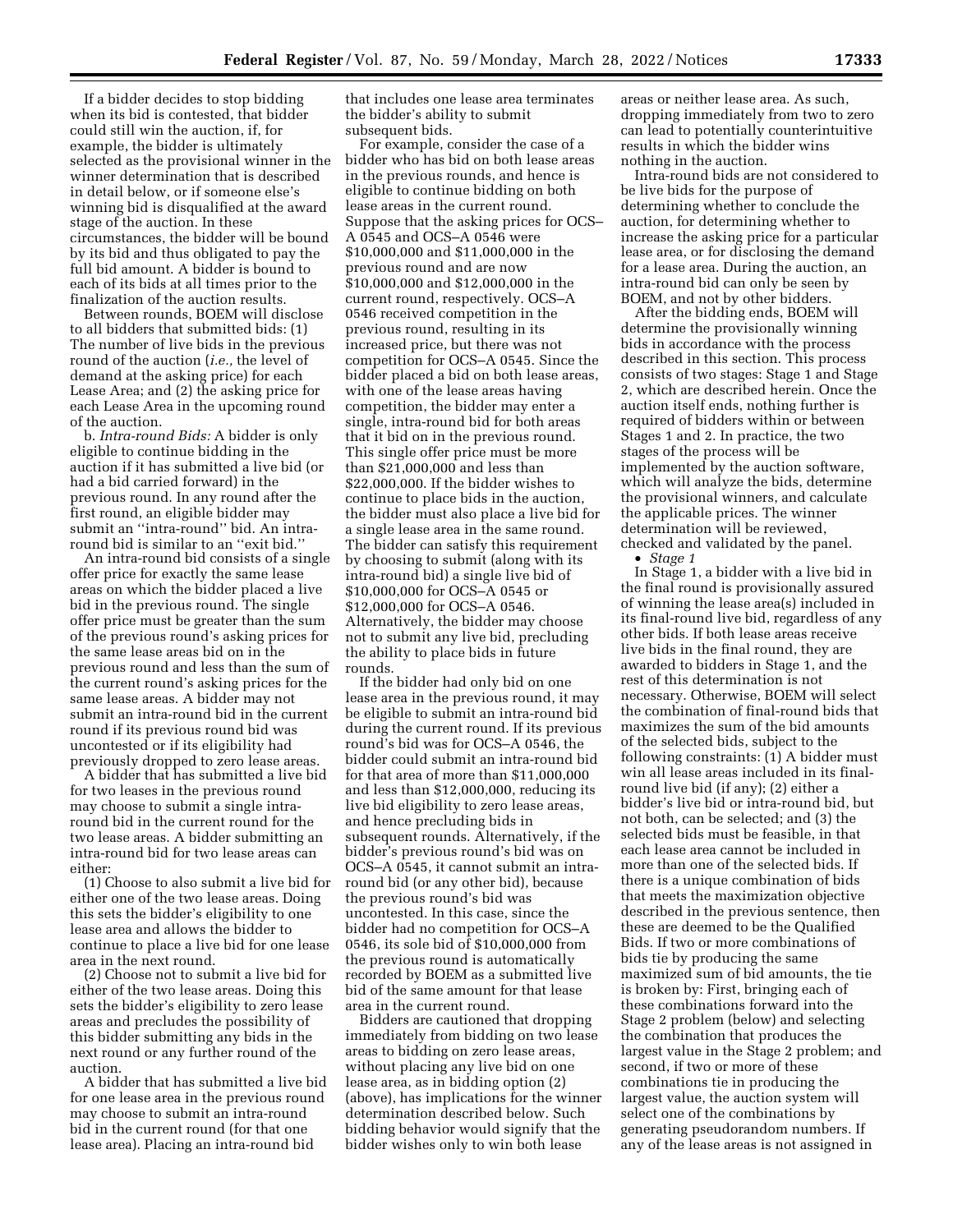If a bidder decides to stop bidding when its bid is contested, that bidder could still win the auction, if, for example, the bidder is ultimately selected as the provisional winner in the winner determination that is described in detail below, or if someone else's winning bid is disqualified at the award stage of the auction. In these circumstances, the bidder will be bound by its bid and thus obligated to pay the full bid amount. A bidder is bound to each of its bids at all times prior to the finalization of the auction results.

Between rounds, BOEM will disclose to all bidders that submitted bids: (1) The number of live bids in the previous round of the auction (*i.e.,* the level of demand at the asking price) for each Lease Area; and (2) the asking price for each Lease Area in the upcoming round of the auction.

b. *Intra-round Bids:* A bidder is only eligible to continue bidding in the auction if it has submitted a live bid (or had a bid carried forward) in the previous round. In any round after the first round, an eligible bidder may submit an ''intra-round'' bid. An intra-round bid is similar to an ''exit bid.''

An intra-round bid consists of a single offer price for exactly the same lease areas on which the bidder placed a live bid in the previous round. The single offer price must be greater than the sum of the previous round's asking prices for the same lease areas bid on in the previous round and less than the sum of the current round's asking prices for the same lease areas. A bidder may not submit an intra-round bid in the current round if its previous round bid was uncontested or if its eligibility had previously dropped to zero lease areas.

A bidder that has submitted a live bid for two leases in the previous round may choose to submit a single intra-round bid in the current round for the two lease areas. A bidder submitting an intra-round bid for two lease areas can either:

(1) Choose to also submit a live bid for either one of the two lease areas. Doing this sets the bidder's eligibility to one lease area and allows the bidder to continue to place a live bid for one lease area in the next round.

(2) Choose not to submit a live bid for either of the two lease areas. Doing this sets the bidder's eligibility to zero lease areas and precludes the possibility of this bidder submitting any bids in the next round or any further round of the auction.

A bidder that has submitted a live bid for one lease area in the previous round may choose to submit an intra-round bid in the current round (for that one lease area). Placing an intra-round bid that includes one lease area terminates the bidder's ability to submit subsequent bids.

For example, consider the case of a bidder who has bid on both lease areas in the previous rounds, and hence is eligible to continue bidding on both lease areas in the current round. Suppose that the asking prices for OCS–A 0545 and OCS–A 0546 were $10,000,000 and $11,000,000 in the previous round and are now $10,000,000 and $12,000,000 in the current round, respectively. OCS–A 0546 received competition in the previous round, resulting in its increased price, but there was not competition for OCS–A 0545. Since the bidder placed a bid on both lease areas, with one of the lease areas having competition, the bidder may enter a single, intra-round bid for both areas that it bid on in the previous round. This single offer price must be more than $21,000,000 and less than $22,000,000. If the bidder wishes to continue to place bids in the auction, the bidder must also place a live bid for a single lease area in the same round. The bidder can satisfy this requirement by choosing to submit (along with its intra-round bid) a single live bid of $10,000,000 for OCS–A 0545 or $12,000,000 for OCS–A 0546. Alternatively, the bidder may choose not to submit any live bid, precluding the ability to place bids in future rounds.

If the bidder had only bid on one lease area in the previous round, it may be eligible to submit an intra-round bid during the current round. If its previous round's bid was for OCS–A 0546, the bidder could submit an intra-round bid for that area of more than $11,000,000 and less than $12,000,000, reducing its live bid eligibility to zero lease areas, and hence precluding bids in subsequent rounds. Alternatively, if the bidder's previous round's bid was on OCS–A 0545, it cannot submit an intra-round bid (or any other bid), because the previous round's bid was uncontested. In this case, since the bidder had no competition for OCS–A 0546, its sole bid of $10,000,000 from the previous round is automatically recorded by BOEM as a submitted live bid of the same amount for that lease area in the current round.

Bidders are cautioned that dropping immediately from bidding on two lease areas to bidding on zero lease areas, without placing any live bid on one lease area, as in bidding option (2) (above), has implications for the winner determination described below. Such bidding behavior would signify that the bidder wishes only to win both lease areas or neither lease area. As such, dropping immediately from two to zero can lead to potentially counterintuitive results in which the bidder wins nothing in the auction.

Intra-round bids are not considered to be live bids for the purpose of determining whether to conclude the auction, for determining whether to increase the asking price for a particular lease area, or for disclosing the demand for a lease area. During the auction, an intra-round bid can only be seen by BOEM, and not by other bidders.

After the bidding ends, BOEM will determine the provisionally winning bids in accordance with the process described in this section. This process consists of two stages: Stage 1 and Stage 2, which are described herein. Once the auction itself ends, nothing further is required of bidders within or between Stages 1 and 2. In practice, the two stages of the process will be implemented by the auction software, which will analyze the bids, determine the provisional winners, and calculate the applicable prices. The winner determination will be reviewed, checked and validated by the panel.

- *Stage 1*

In Stage 1, a bidder with a live bid in the final round is provisionally assured of winning the lease area(s) included in its final-round live bid, regardless of any other bids. If both lease areas receive live bids in the final round, they are awarded to bidders in Stage 1, and the rest of this determination is not necessary. Otherwise, BOEM will select the combination of final-round bids that maximizes the sum of the bid amounts of the selected bids, subject to the following constraints: (1) A bidder must win all lease areas included in its final-round live bid (if any); (2) either a bidder's live bid or intra-round bid, but not both, can be selected; and (3) the selected bids must be feasible, in that each lease area cannot be included in more than one of the selected bids. If there is a unique combination of bids that meets the maximization objective described in the previous sentence, then these are deemed to be the Qualified Bids. If two or more combinations of bids tie by producing the same maximized sum of bid amounts, the tie is broken by: First, bringing each of these combinations forward into the Stage 2 problem (below) and selecting the combination that produces the largest value in the Stage 2 problem; and second, if two or more of these combinations tie in producing the largest value, the auction system will select one of the combinations by generating pseudorandom numbers. If any of the lease areas is not assigned in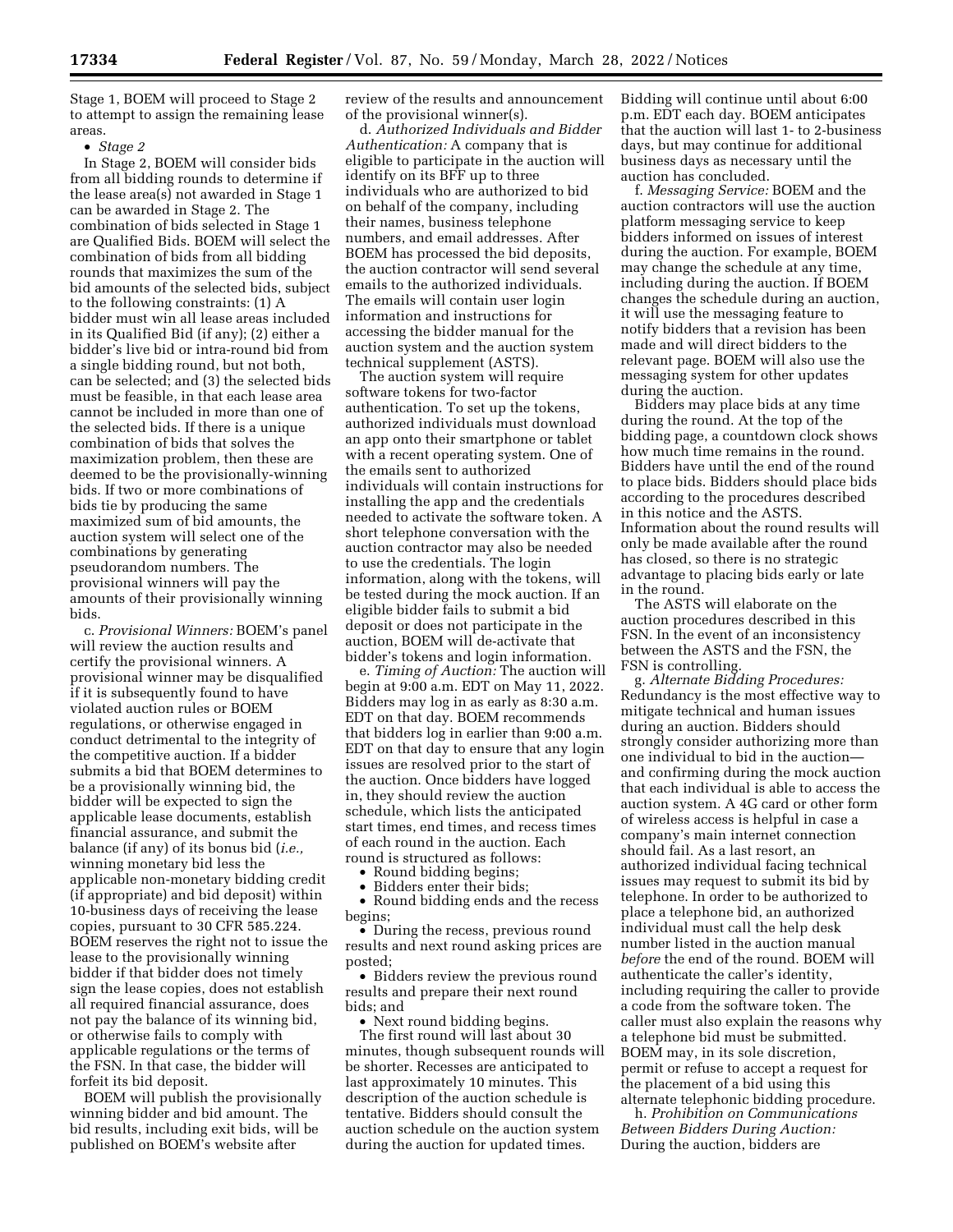Stage 1, BOEM will proceed to Stage 2 to attempt to assign the remaining lease areas.

- *Stage 2*

In Stage 2, BOEM will consider bids from all bidding rounds to determine if the lease area(s) not awarded in Stage 1 can be awarded in Stage 2. The combination of bids selected in Stage 1 are Qualified Bids. BOEM will select the combination of bids from all bidding rounds that maximizes the sum of the bid amounts of the selected bids, subject to the following constraints: (1) A bidder must win all lease areas included in its Qualified Bid (if any); (2) either a bidder's live bid or intra-round bid from a single bidding round, but not both, can be selected; and (3) the selected bids must be feasible, in that each lease area cannot be included in more than one of the selected bids. If there is a unique combination of bids that solves the maximization problem, then these are deemed to be the provisionally-winning bids. If two or more combinations of bids tie by producing the same maximized sum of bid amounts, the auction system will select one of the combinations by generating pseudorandom numbers. The provisional winners will pay the amounts of their provisionally winning bids.

c. *Provisional Winners:* BOEM's panel will review the auction results and certify the provisional winners. A provisional winner may be disqualified if it is subsequently found to have violated auction rules or BOEM regulations, or otherwise engaged in conduct detrimental to the integrity of the competitive auction. If a bidder submits a bid that BOEM determines to be a provisionally winning bid, the bidder will be expected to sign the applicable lease documents, establish financial assurance, and submit the balance (if any) of its bonus bid (*i.e.,* winning monetary bid less the applicable non-monetary bidding credit (if appropriate) and bid deposit) within 10-business days of receiving the lease copies, pursuant to 30 CFR 585.224. BOEM reserves the right not to issue the lease to the provisionally winning bidder if that bidder does not timely sign the lease copies, does not establish all required financial assurance, does not pay the balance of its winning bid, or otherwise fails to comply with applicable regulations or the terms of the FSN. In that case, the bidder will forfeit its bid deposit.

BOEM will publish the provisionally winning bidder and bid amount. The bid results, including exit bids, will be published on BOEM's website after review of the results and announcement of the provisional winner(s).

d. *Authorized Individuals and Bidder Authentication:* A company that is eligible to participate in the auction will identify on its BFF up to three individuals who are authorized to bid on behalf of the company, including their names, business telephone numbers, and email addresses. After BOEM has processed the bid deposits, the auction contractor will send several emails to the authorized individuals. The emails will contain user login information and instructions for accessing the bidder manual for the auction system and the auction system technical supplement (ASTS).

The auction system will require software tokens for two-factor authentication. To set up the tokens, authorized individuals must download an app onto their smartphone or tablet with a recent operating system. One of the emails sent to authorized individuals will contain instructions for installing the app and the credentials needed to activate the software token. A short telephone conversation with the auction contractor may also be needed to use the credentials. The login information, along with the tokens, will be tested during the mock auction. If an eligible bidder fails to submit a bid deposit or does not participate in the auction, BOEM will de-activate that bidder's tokens and login information.

e. *Timing of Auction:* The auction will begin at 9:00 a.m. EDT on May 11, 2022. Bidders may log in as early as 8:30 a.m. EDT on that day. BOEM recommends that bidders log in earlier than 9:00 a.m. EDT on that day to ensure that any login issues are resolved prior to the start of the auction. Once bidders have logged in, they should review the auction schedule, which lists the anticipated start times, end times, and recess times of each round in the auction. Each round is structured as follows:

- Round bidding begins;
- Bidders enter their bids;
- Round bidding ends and the recess begins;
- During the recess, previous round results and next round asking prices are posted;
- Bidders review the previous round results and prepare their next round bids; and
- Next round bidding begins.

The first round will last about 30 minutes, though subsequent rounds will be shorter. Recesses are anticipated to last approximately 10 minutes. This description of the auction schedule is tentative. Bidders should consult the auction schedule on the auction system during the auction for updated times. Bidding will continue until about 6:00 p.m. EDT each day. BOEM anticipates that the auction will last 1- to 2-business days, but may continue for additional business days as necessary until the auction has concluded.

f. *Messaging Service:* BOEM and the auction contractors will use the auction platform messaging service to keep bidders informed on issues of interest during the auction. For example, BOEM may change the schedule at any time, including during the auction. If BOEM changes the schedule during an auction, it will use the messaging feature to notify bidders that a revision has been made and will direct bidders to the relevant page. BOEM will also use the messaging system for other updates during the auction.

Bidders may place bids at any time during the round. At the top of the bidding page, a countdown clock shows how much time remains in the round. Bidders have until the end of the round to place bids. Bidders should place bids according to the procedures described in this notice and the ASTS. Information about the round results will only be made available after the round has closed, so there is no strategic advantage to placing bids early or late in the round.

The ASTS will elaborate on the auction procedures described in this FSN. In the event of an inconsistency between the ASTS and the FSN, the FSN is controlling.

g. *Alternate Bidding Procedures:* Redundancy is the most effective way to mitigate technical and human issues during an auction. Bidders should strongly consider authorizing more than one individual to bid in the auction—and confirming during the mock auction that each individual is able to access the auction system. A 4G card or other form of wireless access is helpful in case a company's main internet connection should fail. As a last resort, an authorized individual facing technical issues may request to submit its bid by telephone. In order to be authorized to place a telephone bid, an authorized individual must call the help desk number listed in the auction manual *before* the end of the round. BOEM will authenticate the caller's identity, including requiring the caller to provide a code from the software token. The caller must also explain the reasons why a telephone bid must be submitted. BOEM may, in its sole discretion, permit or refuse to accept a request for the placement of a bid using this alternate telephonic bidding procedure.

h. *Prohibition on Communications Between Bidders During Auction:* During the auction, bidders are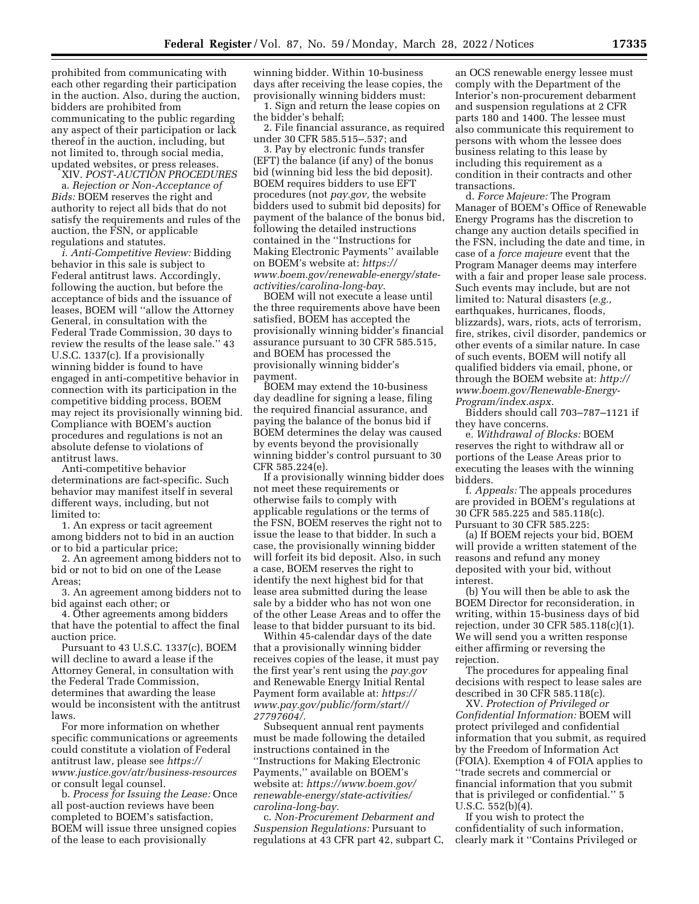prohibited from communicating with each other regarding their participation in the auction. Also, during the auction, bidders are prohibited from communicating to the public regarding any aspect of their participation or lack thereof in the auction, including, but not limited to, through social media, updated websites, or press releases.

XIV. *POST-AUCTION PROCEDURES*

a. *Rejection or Non-Acceptance of Bids:* BOEM reserves the right and authority to reject all bids that do not satisfy the requirements and rules of the auction, the FSN, or applicable regulations and statutes.

*i. Anti-Competitive Review:* Bidding behavior in this sale is subject to Federal antitrust laws. Accordingly, following the auction, but before the acceptance of bids and the issuance of leases, BOEM will ''allow the Attorney General, in consultation with the Federal Trade Commission, 30 days to review the results of the lease sale.'' 43 U.S.C. 1337(c). If a provisionally winning bidder is found to have engaged in anti-competitive behavior in connection with its participation in the competitive bidding process, BOEM may reject its provisionally winning bid. Compliance with BOEM's auction procedures and regulations is not an absolute defense to violations of antitrust laws.

Anti-competitive behavior determinations are fact-specific. Such behavior may manifest itself in several different ways, including, but not limited to:

1. An express or tacit agreement among bidders not to bid in an auction or to bid a particular price;

2. An agreement among bidders not to bid or not to bid on one of the Lease Areas;

3. An agreement among bidders not to bid against each other; or

4. Other agreements among bidders that have the potential to affect the final auction price.

Pursuant to 43 U.S.C. 1337(c), BOEM will decline to award a lease if the Attorney General, in consultation with the Federal Trade Commission, determines that awarding the lease would be inconsistent with the antitrust laws.

For more information on whether specific communications or agreements could constitute a violation of Federal antitrust law, please see *https://www.justice.gov/atr/business-resources* or consult legal counsel.

b. *Process for Issuing the Lease:* Once all post-auction reviews have been completed to BOEM's satisfaction, BOEM will issue three unsigned copies of the lease to each provisionally winning bidder. Within 10-business days after receiving the lease copies, the provisionally winning bidders must:

1. Sign and return the lease copies on the bidder's behalf;

2. File financial assurance, as required under 30 CFR 585.515–.537; and

3. Pay by electronic funds transfer (EFT) the balance (if any) of the bonus bid (winning bid less the bid deposit). BOEM requires bidders to use EFT procedures (not *pay.gov,* the website bidders used to submit bid deposits) for payment of the balance of the bonus bid, following the detailed instructions contained in the ''Instructions for Making Electronic Payments'' available on BOEM's website at: *https://www.boem.gov/renewable-energy/state-activities/carolina-long-bay.*

BOEM will not execute a lease until the three requirements above have been satisfied, BOEM has accepted the provisionally winning bidder's financial assurance pursuant to 30 CFR 585.515, and BOEM has processed the provisionally winning bidder's payment.

BOEM may extend the 10-business day deadline for signing a lease, filing the required financial assurance, and paying the balance of the bonus bid if BOEM determines the delay was caused by events beyond the provisionally winning bidder's control pursuant to 30 CFR 585.224(e).

If a provisionally winning bidder does not meet these requirements or otherwise fails to comply with applicable regulations or the terms of the FSN, BOEM reserves the right not to issue the lease to that bidder. In such a case, the provisionally winning bidder will forfeit its bid deposit. Also, in such a case, BOEM reserves the right to identify the next highest bid for that lease area submitted during the lease sale by a bidder who has not won one of the other Lease Areas and to offer the lease to that bidder pursuant to its bid.

Within 45-calendar days of the date that a provisionally winning bidder receives copies of the lease, it must pay the first year's rent using the *pay.gov* and Renewable Energy Initial Rental Payment form available at: *https://www.pay.gov/public/form/start//27797604/.*

Subsequent annual rent payments must be made following the detailed instructions contained in the ''Instructions for Making Electronic Payments,'' available on BOEM's website at: *https://www.boem.gov/renewable-energy/state-activities/carolina-long-bay.*

c. *Non-Procurement Debarment and Suspension Regulations:* Pursuant to regulations at 43 CFR part 42, subpart C, an OCS renewable energy lessee must comply with the Department of the Interior's non-procurement debarment and suspension regulations at 2 CFR parts 180 and 1400. The lessee must also communicate this requirement to persons with whom the lessee does business relating to this lease by including this requirement as a condition in their contracts and other transactions.

d. *Force Majeure:* The Program Manager of BOEM's Office of Renewable Energy Programs has the discretion to change any auction details specified in the FSN, including the date and time, in case of a *force majeure* event that the Program Manager deems may interfere with a fair and proper lease sale process. Such events may include, but are not limited to: Natural disasters (*e.g.,* earthquakes, hurricanes, floods, blizzards), wars, riots, acts of terrorism, fire, strikes, civil disorder, pandemics or other events of a similar nature. In case of such events, BOEM will notify all qualified bidders via email, phone, or through the BOEM website at: *http://www.boem.gov/Renewable-Energy-Program/index.aspx.*

Bidders should call 703–787–1121 if they have concerns.

e. *Withdrawal of Blocks:* BOEM reserves the right to withdraw all or portions of the Lease Areas prior to executing the leases with the winning bidders.

f. *Appeals:* The appeals procedures are provided in BOEM's regulations at 30 CFR 585.225 and 585.118(c). Pursuant to 30 CFR 585.225:

(a) If BOEM rejects your bid, BOEM will provide a written statement of the reasons and refund any money deposited with your bid, without interest.

(b) You will then be able to ask the BOEM Director for reconsideration, in writing, within 15-business days of bid rejection, under 30 CFR 585.118(c)(1). We will send you a written response either affirming or reversing the rejection.

The procedures for appealing final decisions with respect to lease sales are described in 30 CFR 585.118(c).

XV. *Protection of Privileged or Confidential Information:* BOEM will protect privileged and confidential information that you submit, as required by the Freedom of Information Act (FOIA). Exemption 4 of FOIA applies to ''trade secrets and commercial or financial information that you submit that is privileged or confidential.'' 5 U.S.C. 552(b)(4).

If you wish to protect the confidentiality of such information, clearly mark it ''Contains Privileged or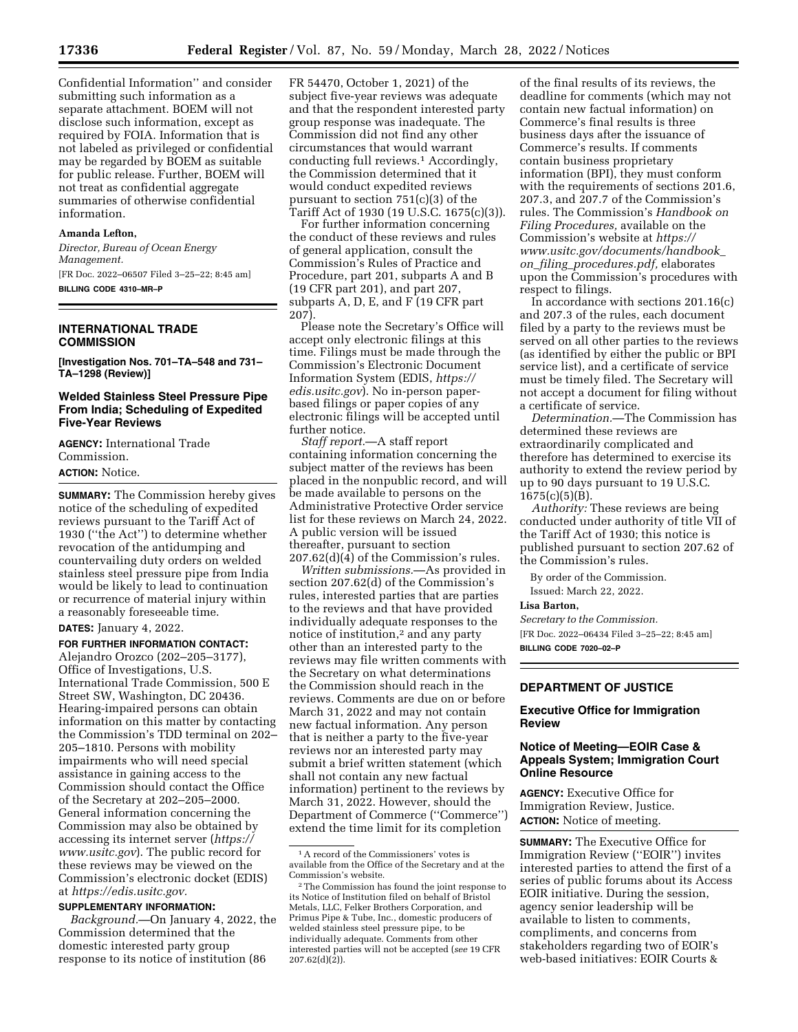Confidential Information'' and consider submitting such information as a separate attachment. BOEM will not disclose such information, except as required by FOIA. Information that is not labeled as privileged or confidential may be regarded by BOEM as suitable for public release. Further, BOEM will not treat as confidential aggregate summaries of otherwise confidential information.

**Amanda Lefton,**

*Director, Bureau of Ocean Energy Management.*

[FR Doc. 2022–06507 Filed 3–25–22; 8:45 am]

**BILLING CODE 4310–MR–P**

## INTERNATIONAL TRADE COMMISSION

**[Investigation Nos. 701–TA–548 and 731–TA–1298 (Review)]**

### Welded Stainless Steel Pressure Pipe From India; Scheduling of Expedited Five-Year Reviews

**AGENCY:** International Trade Commission.

**ACTION:** Notice.

**SUMMARY:** The Commission hereby gives notice of the scheduling of expedited reviews pursuant to the Tariff Act of 1930 (''the Act'') to determine whether revocation of the antidumping and countervailing duty orders on welded stainless steel pressure pipe from India would be likely to lead to continuation or recurrence of material injury within a reasonably foreseeable time.

**DATES:** January 4, 2022.

**FOR FURTHER INFORMATION CONTACT:** Alejandro Orozco (202–205–3177), Office of Investigations, U.S. International Trade Commission, 500 E Street SW, Washington, DC 20436. Hearing-impaired persons can obtain information on this matter by contacting the Commission's TDD terminal on 202–205–1810. Persons with mobility impairments who will need special assistance in gaining access to the Commission should contact the Office of the Secretary at 202–205–2000. General information concerning the Commission may also be obtained by accessing its internet server (*https://www.usitc.gov*). The public record for these reviews may be viewed on the Commission's electronic docket (EDIS) at *https://edis.usitc.gov.*

**SUPPLEMENTARY INFORMATION:**

*Background.*—On January 4, 2022, the Commission determined that the domestic interested party group response to its notice of institution (86 FR 54470, October 1, 2021) of the subject five-year reviews was adequate and that the respondent interested party group response was inadequate. The Commission did not find any other circumstances that would warrant conducting full reviews.[1] Accordingly, the Commission determined that it would conduct expedited reviews pursuant to section 751(c)(3) of the Tariff Act of 1930 (19 U.S.C. 1675(c)(3)).

For further information concerning the conduct of these reviews and rules of general application, consult the Commission's Rules of Practice and Procedure, part 201, subparts A and B (19 CFR part 201), and part 207, subparts A, D, E, and F (19 CFR part 207).

Please note the Secretary's Office will accept only electronic filings at this time. Filings must be made through the Commission's Electronic Document Information System (EDIS, *https://edis.usitc.gov*). No in-person paper-based filings or paper copies of any electronic filings will be accepted until further notice.

*Staff report.*—A staff report containing information concerning the subject matter of the reviews has been placed in the nonpublic record, and will be made available to persons on the Administrative Protective Order service list for these reviews on March 24, 2022. A public version will be issued thereafter, pursuant to section 207.62(d)(4) of the Commission's rules.

*Written submissions.*—As provided in section 207.62(d) of the Commission's rules, interested parties that are parties to the reviews and that have provided individually adequate responses to the notice of institution,[2] and any party other than an interested party to the reviews may file written comments with the Secretary on what determinations the Commission should reach in the reviews. Comments are due on or before March 31, 2022 and may not contain new factual information. Any person that is neither a party to the five-year reviews nor an interested party may submit a brief written statement (which shall not contain any new factual information) pertinent to the reviews by March 31, 2022. However, should the Department of Commerce (''Commerce'') extend the time limit for its completion of the final results of its reviews, the deadline for comments (which may not contain new factual information) on Commerce's final results is three business days after the issuance of Commerce's results. If comments contain business proprietary information (BPI), they must conform with the requirements of sections 201.6, 207.3, and 207.7 of the Commission's rules. The Commission's *Handbook on Filing Procedures,* available on the Commission's website at *https://www.usitc.gov/documents/handbook_on_filing_procedures.pdf,* elaborates upon the Commission's procedures with respect to filings.

In accordance with sections 201.16(c) and 207.3 of the rules, each document filed by a party to the reviews must be served on all other parties to the reviews (as identified by either the public or BPI service list), and a certificate of service must be timely filed. The Secretary will not accept a document for filing without a certificate of service.

*Determination.*—The Commission has determined these reviews are extraordinarily complicated and therefore has determined to exercise its authority to extend the review period by up to 90 days pursuant to 19 U.S.C. 1675(c)(5)(B).

*Authority:* These reviews are being conducted under authority of title VII of the Tariff Act of 1930; this notice is published pursuant to section 207.62 of the Commission's rules.

By order of the Commission.

Issued: March 22, 2022.

**Lisa Barton,**

*Secretary to the Commission.*

[FR Doc. 2022–06434 Filed 3–25–22; 8:45 am]

**BILLING CODE 7020–02–P**

[1] A record of the Commissioners' votes is available from the Office of the Secretary and at the Commission's website.

[2] The Commission has found the joint response to its Notice of Institution filed on behalf of Bristol Metals, LLC, Felker Brothers Corporation, and Primus Pipe & Tube, Inc., domestic producers of welded stainless steel pressure pipe, to be individually adequate. Comments from other interested parties will not be accepted (*see* 19 CFR 207.62(d)(2)).

## DEPARTMENT OF JUSTICE

### Executive Office for Immigration Review

### Notice of Meeting—EOIR Case & Appeals System; Immigration Court Online Resource

**AGENCY:** Executive Office for Immigration Review, Justice.

**ACTION:** Notice of meeting.

**SUMMARY:** The Executive Office for Immigration Review (''EOIR'') invites interested parties to attend the first of a series of public forums about its Access EOIR initiative. During the session, agency senior leadership will be available to listen to comments, compliments, and concerns from stakeholders regarding two of EOIR's web-based initiatives: EOIR Courts &